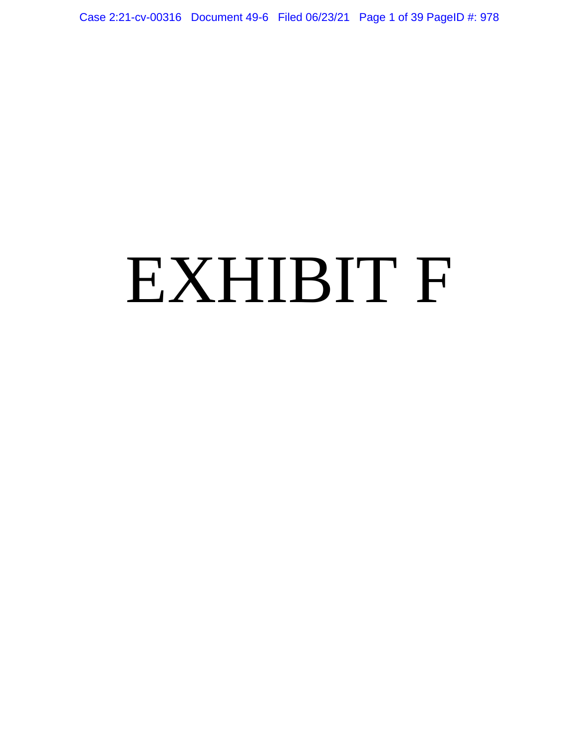# EXHIBIT F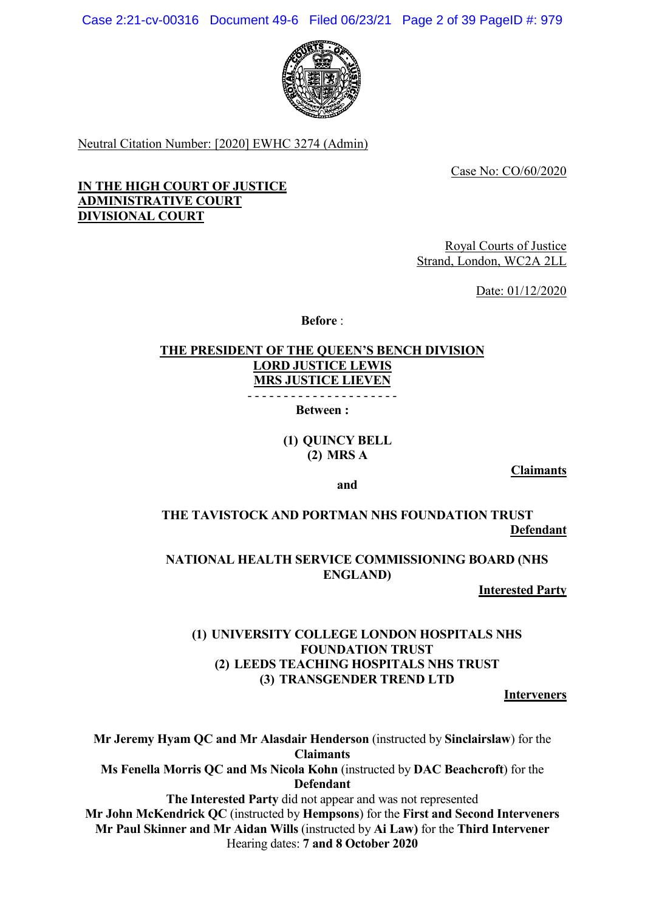Neutral Citation Number: [2020] EWHC 3274 (Admin)

Case No: CO/60/2020

**IN THE HIGH COURT OF JUSTICE**
**ADMINISTRATIVE COURT**
**DIVISIONAL COURT**

Royal Courts of Justice
Strand, London, WC2A 2LL

Date: 01/12/2020

**Before :**

**THE PRESIDENT OF THE QUEEN'S BENCH DIVISION**
**LORD JUSTICE LEWIS**
**MRS JUSTICE LIEVEN**

- - - - - - - - - - - - - - - - - - - - -

**Between :**

**(1) QUINCY BELL**
**(2) MRS A**

**Claimants**

**and**

**THE TAVISTOCK AND PORTMAN NHS FOUNDATION TRUST**

**Defendant**

**NATIONAL HEALTH SERVICE COMMISSIONING BOARD (NHS ENGLAND)**

**Interested Party**

**(1) UNIVERSITY COLLEGE LONDON HOSPITALS NHS FOUNDATION TRUST**
**(2) LEEDS TEACHING HOSPITALS NHS TRUST**
**(3) TRANSGENDER TREND LTD**

**Interveners**

**Mr Jeremy Hyam QC and Mr Alasdair Henderson** (instructed by **Sinclairslaw**) for the **Claimants**
**Ms Fenella Morris QC and Ms Nicola Kohn** (instructed by **DAC Beachcroft**) for the **Defendant**
**The Interested Party** did not appear and was not represented
**Mr John McKendrick QC** (instructed by **Hempsons**) for the **First and Second Interveners**
**Mr Paul Skinner and Mr Aidan Wills** (instructed by **Ai Law**) for the **Third Intervener**
Hearing dates: **7 and 8 October 2020**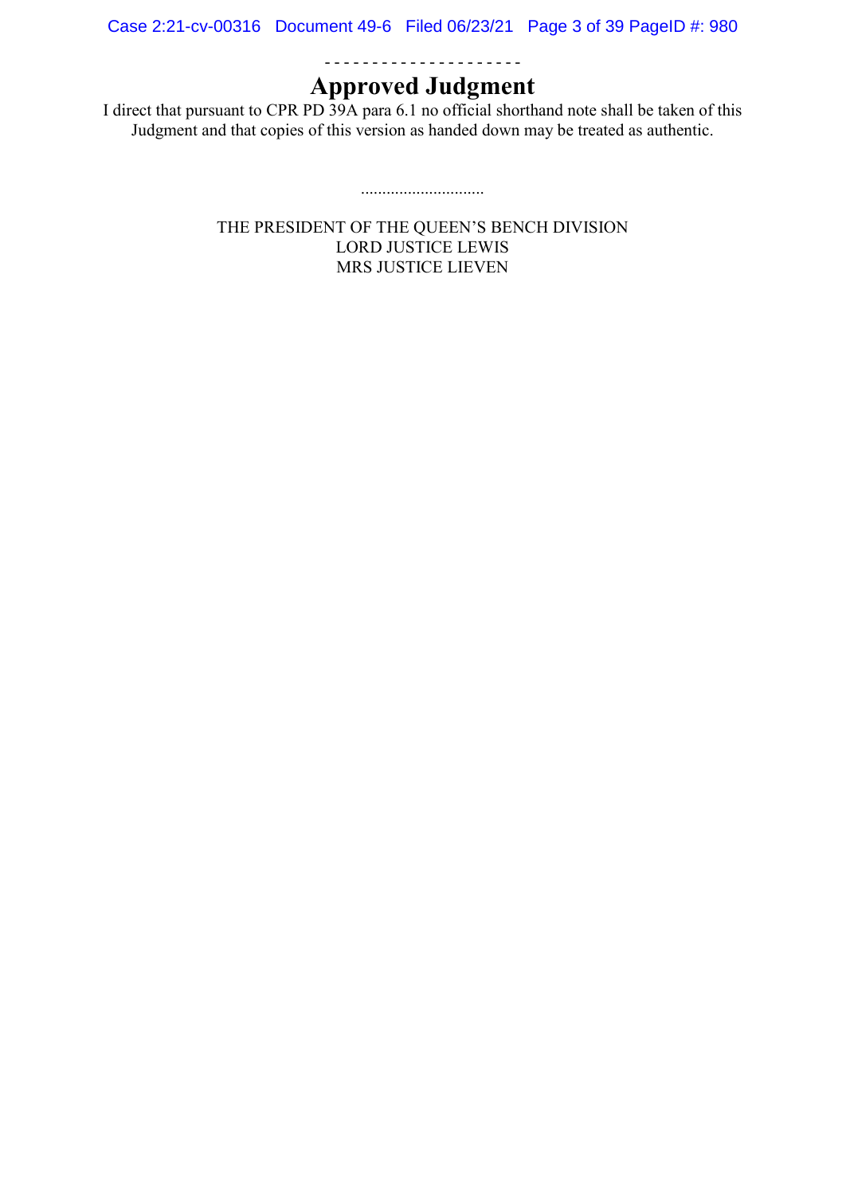- - - - - - - - - - - - - - - - - - - - -

# Approved Judgment

I direct that pursuant to CPR PD 39A para 6.1 no official shorthand note shall be taken of this Judgment and that copies of this version as handed down may be treated as authentic.

.............................

THE PRESIDENT OF THE QUEEN'S BENCH DIVISION
LORD JUSTICE LEWIS
MRS JUSTICE LIEVEN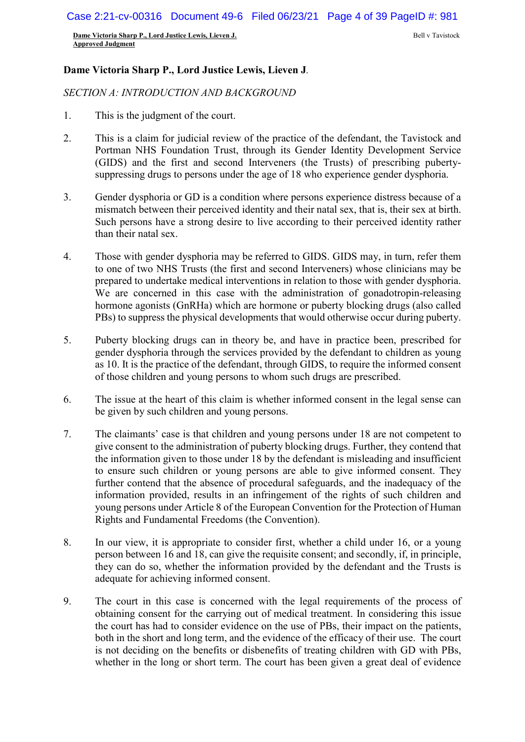**Dame Victoria Sharp P., Lord Justice Lewis, Lieven J**.

*SECTION A: INTRODUCTION AND BACKGROUND*

1. This is the judgment of the court.

2. This is a claim for judicial review of the practice of the defendant, the Tavistock and Portman NHS Foundation Trust, through its Gender Identity Development Service (GIDS) and the first and second Interveners (the Trusts) of prescribing puberty-suppressing drugs to persons under the age of 18 who experience gender dysphoria.

3. Gender dysphoria or GD is a condition where persons experience distress because of a mismatch between their perceived identity and their natal sex, that is, their sex at birth. Such persons have a strong desire to live according to their perceived identity rather than their natal sex.

4. Those with gender dysphoria may be referred to GIDS. GIDS may, in turn, refer them to one of two NHS Trusts (the first and second Interveners) whose clinicians may be prepared to undertake medical interventions in relation to those with gender dysphoria. We are concerned in this case with the administration of gonadotropin-releasing hormone agonists (GnRHa) which are hormone or puberty blocking drugs (also called PBs) to suppress the physical developments that would otherwise occur during puberty.

5. Puberty blocking drugs can in theory be, and have in practice been, prescribed for gender dysphoria through the services provided by the defendant to children as young as 10. It is the practice of the defendant, through GIDS, to require the informed consent of those children and young persons to whom such drugs are prescribed.

6. The issue at the heart of this claim is whether informed consent in the legal sense can be given by such children and young persons.

7. The claimants' case is that children and young persons under 18 are not competent to give consent to the administration of puberty blocking drugs. Further, they contend that the information given to those under 18 by the defendant is misleading and insufficient to ensure such children or young persons are able to give informed consent. They further contend that the absence of procedural safeguards, and the inadequacy of the information provided, results in an infringement of the rights of such children and young persons under Article 8 of the European Convention for the Protection of Human Rights and Fundamental Freedoms (the Convention).

8. In our view, it is appropriate to consider first, whether a child under 16, or a young person between 16 and 18, can give the requisite consent; and secondly, if, in principle, they can do so, whether the information provided by the defendant and the Trusts is adequate for achieving informed consent.

9. The court in this case is concerned with the legal requirements of the process of obtaining consent for the carrying out of medical treatment. In considering this issue the court has had to consider evidence on the use of PBs, their impact on the patients, both in the short and long term, and the evidence of the efficacy of their use. The court is not deciding on the benefits or disbenefits of treating children with GD with PBs, whether in the long or short term. The court has been given a great deal of evidence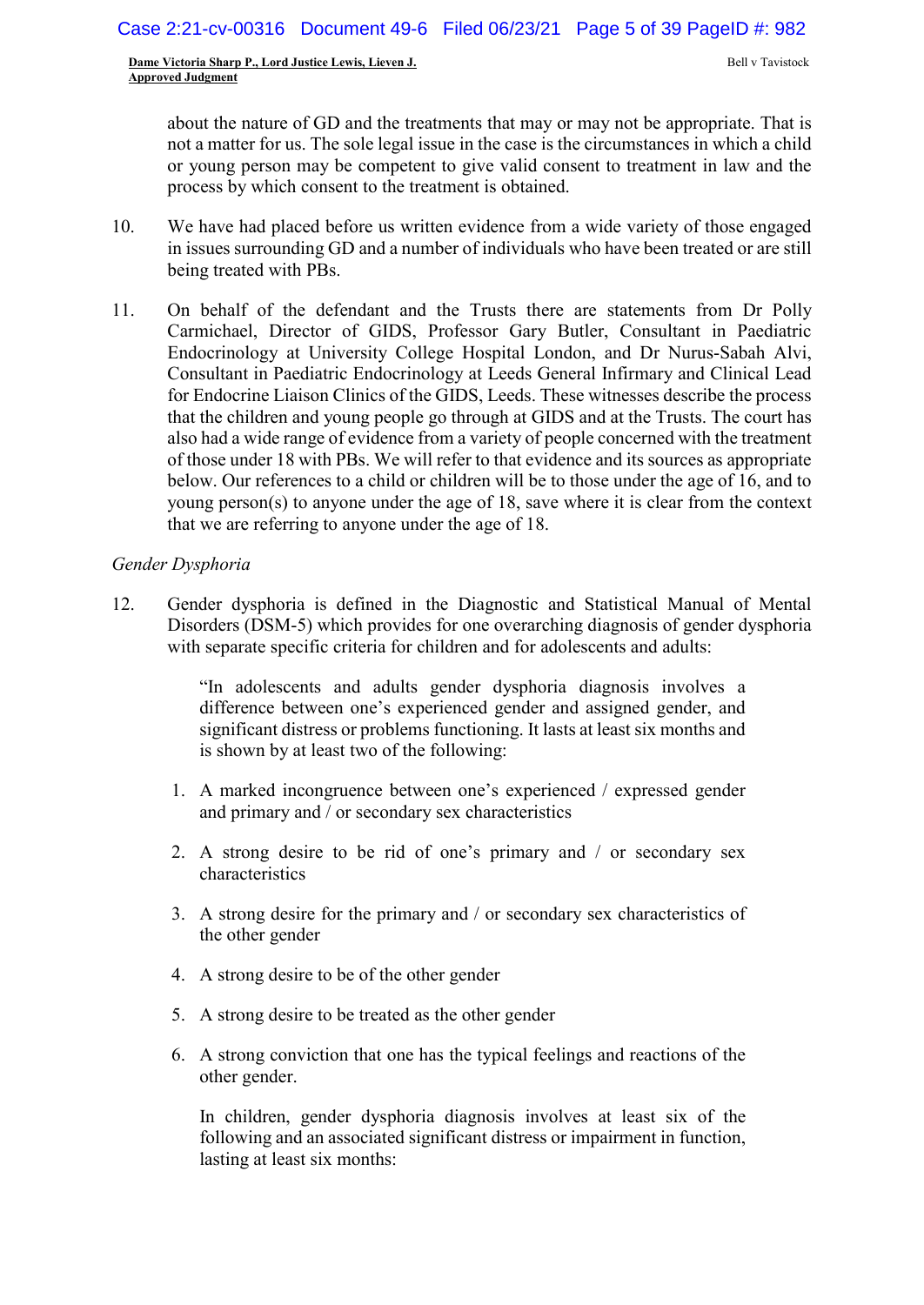about the nature of GD and the treatments that may or may not be appropriate. That is not a matter for us. The sole legal issue in the case is the circumstances in which a child or young person may be competent to give valid consent to treatment in law and the process by which consent to the treatment is obtained.

10. We have had placed before us written evidence from a wide variety of those engaged in issues surrounding GD and a number of individuals who have been treated or are still being treated with PBs.

11. On behalf of the defendant and the Trusts there are statements from Dr Polly Carmichael, Director of GIDS, Professor Gary Butler, Consultant in Paediatric Endocrinology at University College Hospital London, and Dr Nurus-Sabah Alvi, Consultant in Paediatric Endocrinology at Leeds General Infirmary and Clinical Lead for Endocrine Liaison Clinics of the GIDS, Leeds. These witnesses describe the process that the children and young people go through at GIDS and at the Trusts. The court has also had a wide range of evidence from a variety of people concerned with the treatment of those under 18 with PBs. We will refer to that evidence and its sources as appropriate below. Our references to a child or children will be to those under the age of 16, and to young person(s) to anyone under the age of 18, save where it is clear from the context that we are referring to anyone under the age of 18.

*Gender Dysphoria*

12. Gender dysphoria is defined in the Diagnostic and Statistical Manual of Mental Disorders (DSM-5) which provides for one overarching diagnosis of gender dysphoria with separate specific criteria for children and for adolescents and adults:

> "In adolescents and adults gender dysphoria diagnosis involves a difference between one's experienced gender and assigned gender, and significant distress or problems functioning. It lasts at least six months and is shown by at least two of the following:
>
> 1. A marked incongruence between one's experienced / expressed gender and primary and / or secondary sex characteristics
> 2. A strong desire to be rid of one's primary and / or secondary sex characteristics
> 3. A strong desire for the primary and / or secondary sex characteristics of the other gender
> 4. A strong desire to be of the other gender
> 5. A strong desire to be treated as the other gender
> 6. A strong conviction that one has the typical feelings and reactions of the other gender.
>
> In children, gender dysphoria diagnosis involves at least six of the following and an associated significant distress or impairment in function, lasting at least six months: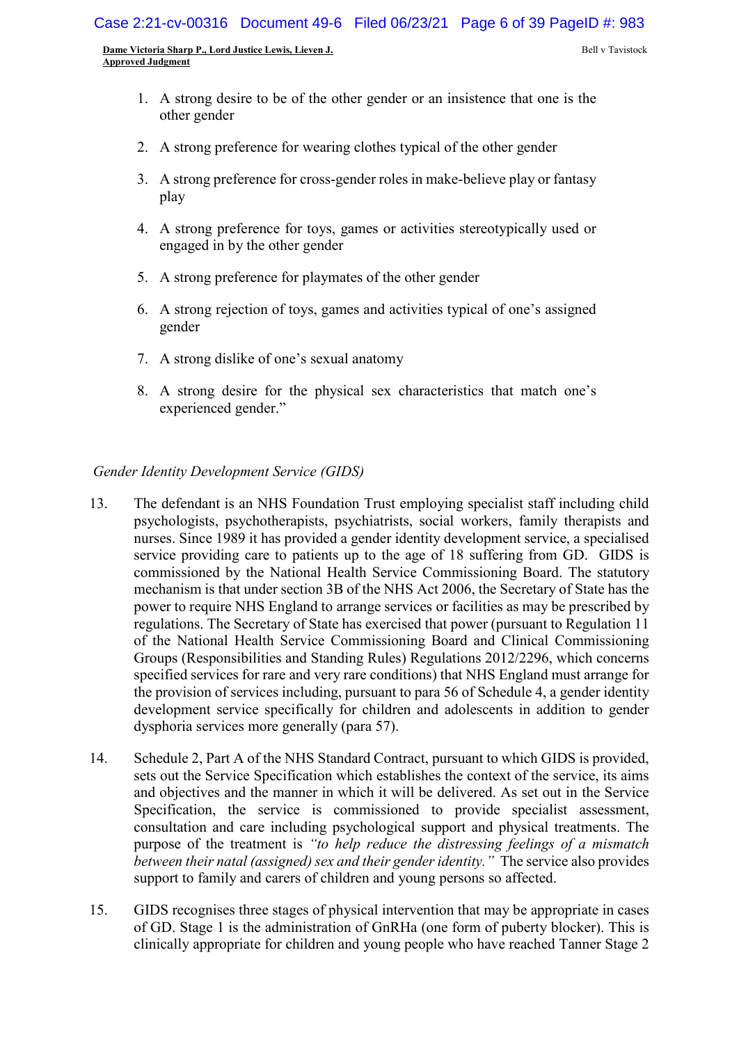1. A strong desire to be of the other gender or an insistence that one is the other gender

2. A strong preference for wearing clothes typical of the other gender

3. A strong preference for cross-gender roles in make-believe play or fantasy play

4. A strong preference for toys, games or activities stereotypically used or engaged in by the other gender

5. A strong preference for playmates of the other gender

6. A strong rejection of toys, games and activities typical of one's assigned gender

7. A strong dislike of one's sexual anatomy

8. A strong desire for the physical sex characteristics that match one's experienced gender."

*Gender Identity Development Service (GIDS)*

13. The defendant is an NHS Foundation Trust employing specialist staff including child psychologists, psychotherapists, psychiatrists, social workers, family therapists and nurses. Since 1989 it has provided a gender identity development service, a specialised service providing care to patients up to the age of 18 suffering from GD. GIDS is commissioned by the National Health Service Commissioning Board. The statutory mechanism is that under section 3B of the NHS Act 2006, the Secretary of State has the power to require NHS England to arrange services or facilities as may be prescribed by regulations. The Secretary of State has exercised that power (pursuant to Regulation 11 of the National Health Service Commissioning Board and Clinical Commissioning Groups (Responsibilities and Standing Rules) Regulations 2012/2296, which concerns specified services for rare and very rare conditions) that NHS England must arrange for the provision of services including, pursuant to para 56 of Schedule 4, a gender identity development service specifically for children and adolescents in addition to gender dysphoria services more generally (para 57).

14. Schedule 2, Part A of the NHS Standard Contract, pursuant to which GIDS is provided, sets out the Service Specification which establishes the context of the service, its aims and objectives and the manner in which it will be delivered. As set out in the Service Specification, the service is commissioned to provide specialist assessment, consultation and care including psychological support and physical treatments. The purpose of the treatment is *"to help reduce the distressing feelings of a mismatch between their natal (assigned) sex and their gender identity."* The service also provides support to family and carers of children and young persons so affected.

15. GIDS recognises three stages of physical intervention that may be appropriate in cases of GD. Stage 1 is the administration of GnRHa (one form of puberty blocker). This is clinically appropriate for children and young people who have reached Tanner Stage 2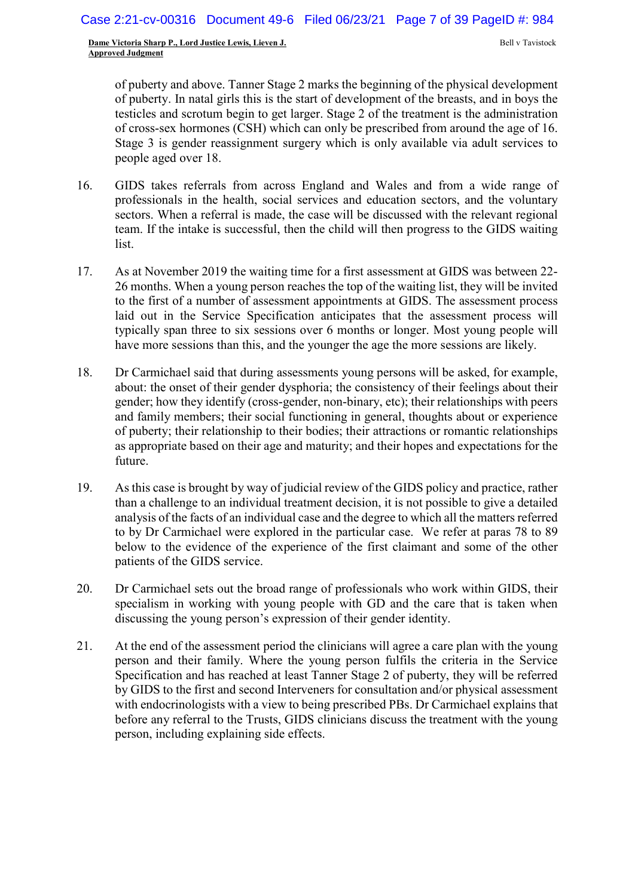of puberty and above. Tanner Stage 2 marks the beginning of the physical development of puberty. In natal girls this is the start of development of the breasts, and in boys the testicles and scrotum begin to get larger. Stage 2 of the treatment is the administration of cross-sex hormones (CSH) which can only be prescribed from around the age of 16. Stage 3 is gender reassignment surgery which is only available via adult services to people aged over 18.

16. GIDS takes referrals from across England and Wales and from a wide range of professionals in the health, social services and education sectors, and the voluntary sectors. When a referral is made, the case will be discussed with the relevant regional team. If the intake is successful, then the child will then progress to the GIDS waiting list.

17. As at November 2019 the waiting time for a first assessment at GIDS was between 22-26 months. When a young person reaches the top of the waiting list, they will be invited to the first of a number of assessment appointments at GIDS. The assessment process laid out in the Service Specification anticipates that the assessment process will typically span three to six sessions over 6 months or longer. Most young people will have more sessions than this, and the younger the age the more sessions are likely.

18. Dr Carmichael said that during assessments young persons will be asked, for example, about: the onset of their gender dysphoria; the consistency of their feelings about their gender; how they identify (cross-gender, non-binary, etc); their relationships with peers and family members; their social functioning in general, thoughts about or experience of puberty; their relationship to their bodies; their attractions or romantic relationships as appropriate based on their age and maturity; and their hopes and expectations for the future.

19. As this case is brought by way of judicial review of the GIDS policy and practice, rather than a challenge to an individual treatment decision, it is not possible to give a detailed analysis of the facts of an individual case and the degree to which all the matters referred to by Dr Carmichael were explored in the particular case. We refer at paras 78 to 89 below to the evidence of the experience of the first claimant and some of the other patients of the GIDS service.

20. Dr Carmichael sets out the broad range of professionals who work within GIDS, their specialism in working with young people with GD and the care that is taken when discussing the young person's expression of their gender identity.

21. At the end of the assessment period the clinicians will agree a care plan with the young person and their family. Where the young person fulfils the criteria in the Service Specification and has reached at least Tanner Stage 2 of puberty, they will be referred by GIDS to the first and second Interveners for consultation and/or physical assessment with endocrinologists with a view to being prescribed PBs. Dr Carmichael explains that before any referral to the Trusts, GIDS clinicians discuss the treatment with the young person, including explaining side effects.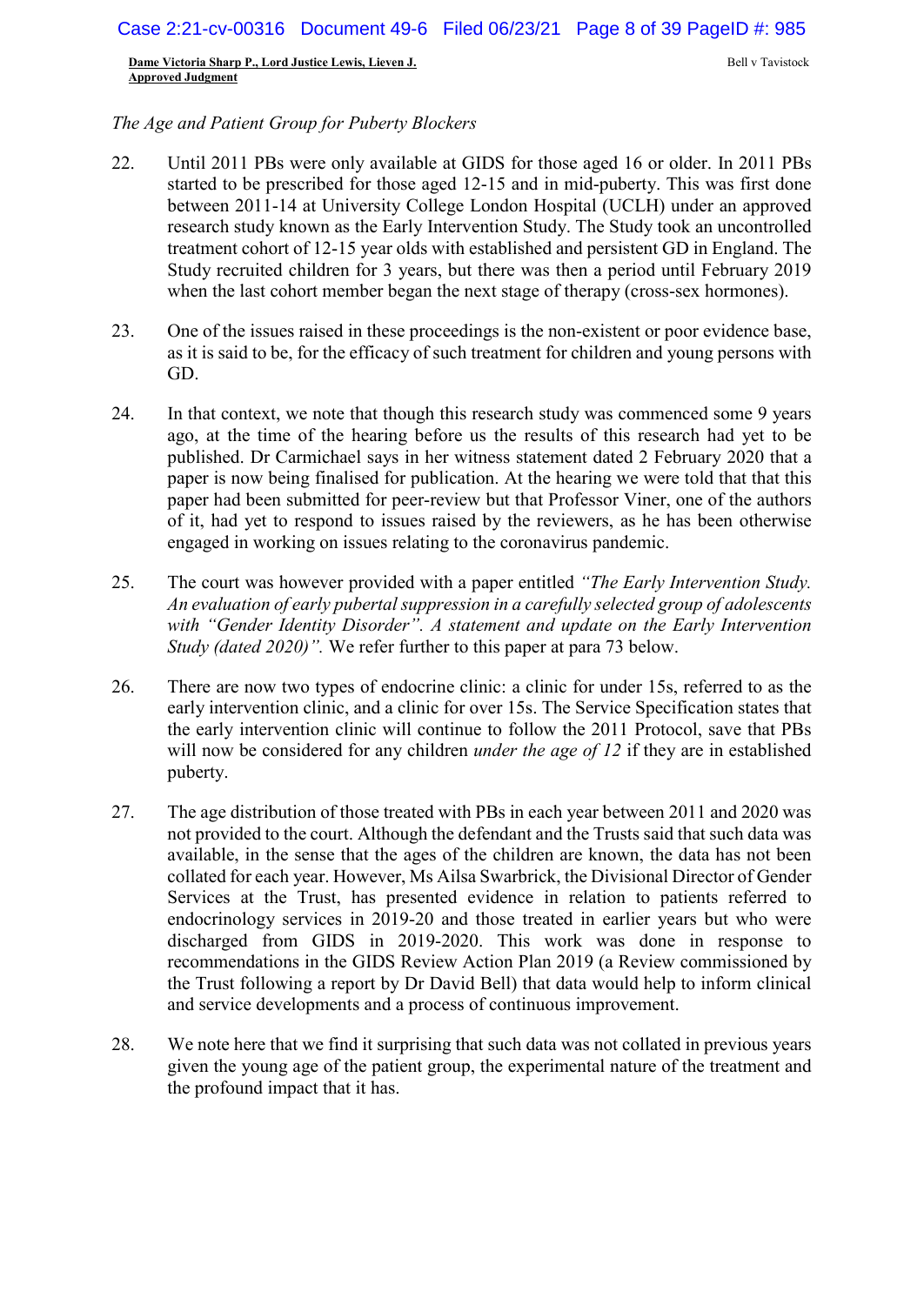*The Age and Patient Group for Puberty Blockers*

22. Until 2011 PBs were only available at GIDS for those aged 16 or older. In 2011 PBs started to be prescribed for those aged 12-15 and in mid-puberty. This was first done between 2011-14 at University College London Hospital (UCLH) under an approved research study known as the Early Intervention Study. The Study took an uncontrolled treatment cohort of 12-15 year olds with established and persistent GD in England. The Study recruited children for 3 years, but there was then a period until February 2019 when the last cohort member began the next stage of therapy (cross-sex hormones).

23. One of the issues raised in these proceedings is the non-existent or poor evidence base, as it is said to be, for the efficacy of such treatment for children and young persons with GD.

24. In that context, we note that though this research study was commenced some 9 years ago, at the time of the hearing before us the results of this research had yet to be published. Dr Carmichael says in her witness statement dated 2 February 2020 that a paper is now being finalised for publication. At the hearing we were told that that this paper had been submitted for peer-review but that Professor Viner, one of the authors of it, had yet to respond to issues raised by the reviewers, as he has been otherwise engaged in working on issues relating to the coronavirus pandemic.

25. The court was however provided with a paper entitled *"The Early Intervention Study. An evaluation of early pubertal suppression in a carefully selected group of adolescents with "Gender Identity Disorder". A statement and update on the Early Intervention Study (dated 2020)".* We refer further to this paper at para 73 below.

26. There are now two types of endocrine clinic: a clinic for under 15s, referred to as the early intervention clinic, and a clinic for over 15s. The Service Specification states that the early intervention clinic will continue to follow the 2011 Protocol, save that PBs will now be considered for any children *under the age of 12* if they are in established puberty.

27. The age distribution of those treated with PBs in each year between 2011 and 2020 was not provided to the court. Although the defendant and the Trusts said that such data was available, in the sense that the ages of the children are known, the data has not been collated for each year. However, Ms Ailsa Swarbrick, the Divisional Director of Gender Services at the Trust, has presented evidence in relation to patients referred to endocrinology services in 2019-20 and those treated in earlier years but who were discharged from GIDS in 2019-2020. This work was done in response to recommendations in the GIDS Review Action Plan 2019 (a Review commissioned by the Trust following a report by Dr David Bell) that data would help to inform clinical and service developments and a process of continuous improvement.

28. We note here that we find it surprising that such data was not collated in previous years given the young age of the patient group, the experimental nature of the treatment and the profound impact that it has.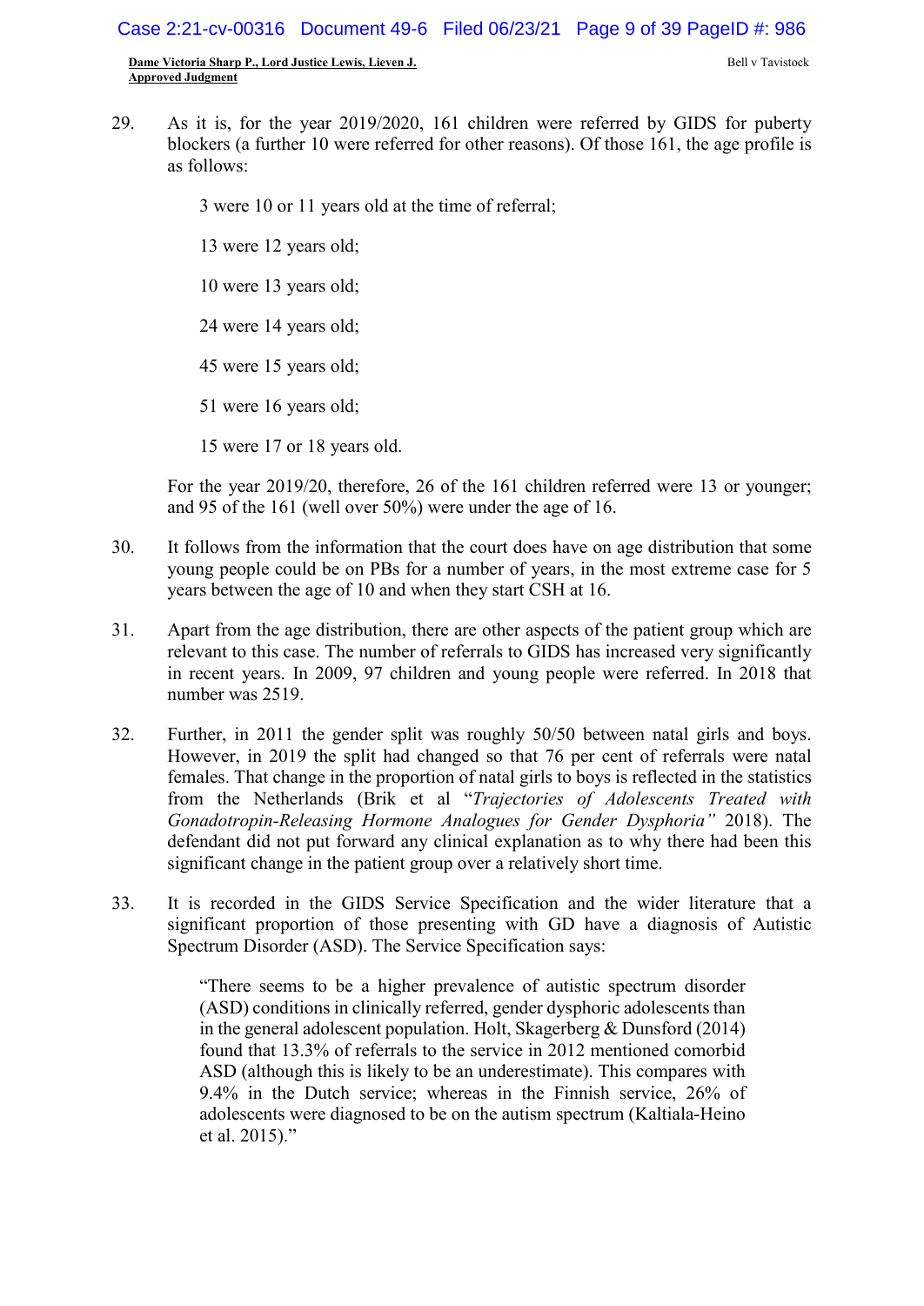29. As it is, for the year 2019/2020, 161 children were referred by GIDS for puberty blockers (a further 10 were referred for other reasons). Of those 161, the age profile is as follows:

    3 were 10 or 11 years old at the time of referral;

    13 were 12 years old;

    10 were 13 years old;

    24 were 14 years old;

    45 were 15 years old;

    51 were 16 years old;

    15 were 17 or 18 years old.

    For the year 2019/20, therefore, 26 of the 161 children referred were 13 or younger; and 95 of the 161 (well over 50%) were under the age of 16.

30. It follows from the information that the court does have on age distribution that some young people could be on PBs for a number of years, in the most extreme case for 5 years between the age of 10 and when they start CSH at 16.

31. Apart from the age distribution, there are other aspects of the patient group which are relevant to this case. The number of referrals to GIDS has increased very significantly in recent years. In 2009, 97 children and young people were referred. In 2018 that number was 2519.

32. Further, in 2011 the gender split was roughly 50/50 between natal girls and boys. However, in 2019 the split had changed so that 76 per cent of referrals were natal females. That change in the proportion of natal girls to boys is reflected in the statistics from the Netherlands (Brik et al "*Trajectories of Adolescents Treated with Gonadotropin-Releasing Hormone Analogues for Gender Dysphoria"* 2018). The defendant did not put forward any clinical explanation as to why there had been this significant change in the patient group over a relatively short time.

33. It is recorded in the GIDS Service Specification and the wider literature that a significant proportion of those presenting with GD have a diagnosis of Autistic Spectrum Disorder (ASD). The Service Specification says:

    > "There seems to be a higher prevalence of autistic spectrum disorder (ASD) conditions in clinically referred, gender dysphoric adolescents than in the general adolescent population. Holt, Skagerberg & Dunsford (2014) found that 13.3% of referrals to the service in 2012 mentioned comorbid ASD (although this is likely to be an underestimate). This compares with 9.4% in the Dutch service; whereas in the Finnish service, 26% of adolescents were diagnosed to be on the autism spectrum (Kaltiala-Heino et al. 2015)."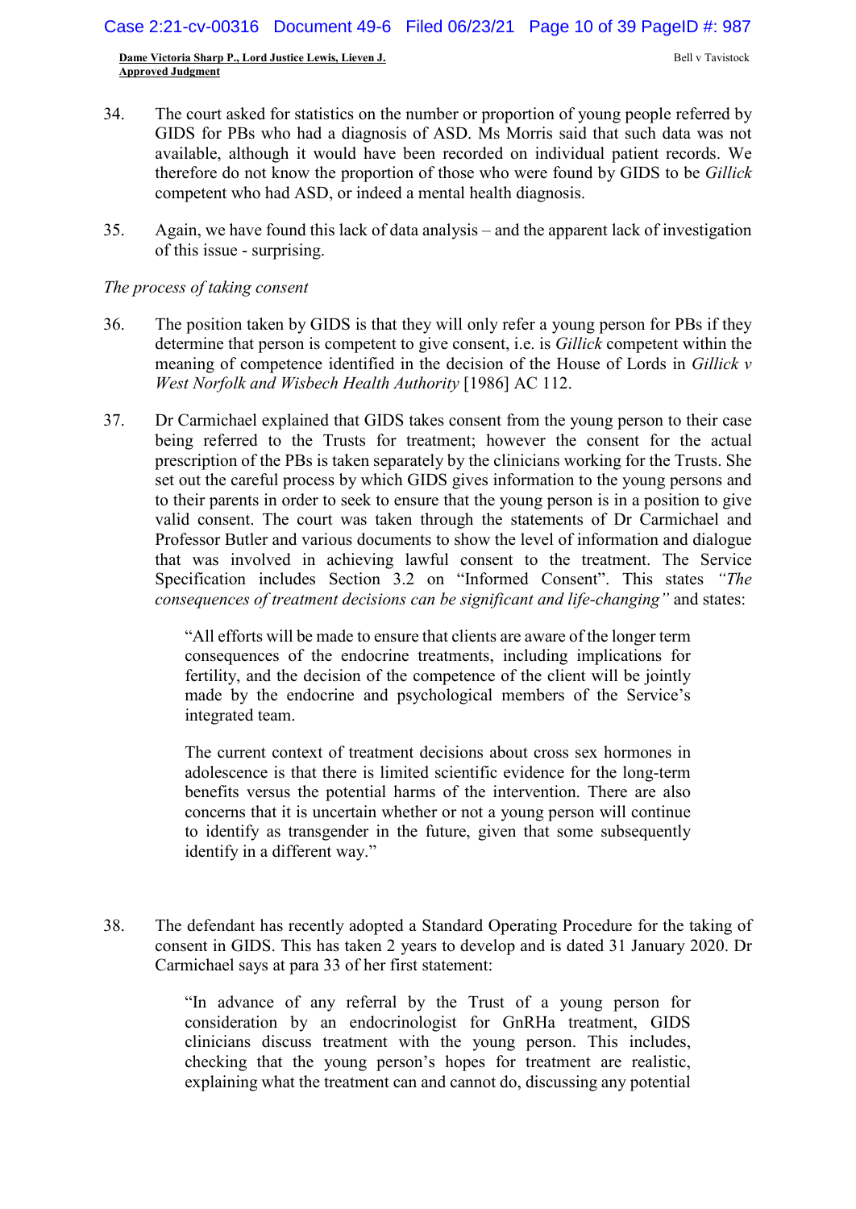34. The court asked for statistics on the number or proportion of young people referred by GIDS for PBs who had a diagnosis of ASD. Ms Morris said that such data was not available, although it would have been recorded on individual patient records. We therefore do not know the proportion of those who were found by GIDS to be *Gillick* competent who had ASD, or indeed a mental health diagnosis.

35. Again, we have found this lack of data analysis – and the apparent lack of investigation of this issue - surprising.

*The process of taking consent*

36. The position taken by GIDS is that they will only refer a young person for PBs if they determine that person is competent to give consent, i.e. is *Gillick* competent within the meaning of competence identified in the decision of the House of Lords in *Gillick v West Norfolk and Wisbech Health Authority* [1986] AC 112.

37. Dr Carmichael explained that GIDS takes consent from the young person to their case being referred to the Trusts for treatment; however the consent for the actual prescription of the PBs is taken separately by the clinicians working for the Trusts. She set out the careful process by which GIDS gives information to the young persons and to their parents in order to seek to ensure that the young person is in a position to give valid consent. The court was taken through the statements of Dr Carmichael and Professor Butler and various documents to show the level of information and dialogue that was involved in achieving lawful consent to the treatment. The Service Specification includes Section 3.2 on "Informed Consent". This states *"The consequences of treatment decisions can be significant and life-changing"* and states:

> "All efforts will be made to ensure that clients are aware of the longer term consequences of the endocrine treatments, including implications for fertility, and the decision of the competence of the client will be jointly made by the endocrine and psychological members of the Service's integrated team.
>
> The current context of treatment decisions about cross sex hormones in adolescence is that there is limited scientific evidence for the long-term benefits versus the potential harms of the intervention. There are also concerns that it is uncertain whether or not a young person will continue to identify as transgender in the future, given that some subsequently identify in a different way."

38. The defendant has recently adopted a Standard Operating Procedure for the taking of consent in GIDS. This has taken 2 years to develop and is dated 31 January 2020. Dr Carmichael says at para 33 of her first statement:

> "In advance of any referral by the Trust of a young person for consideration by an endocrinologist for GnRHa treatment, GIDS clinicians discuss treatment with the young person. This includes, checking that the young person's hopes for treatment are realistic, explaining what the treatment can and cannot do, discussing any potential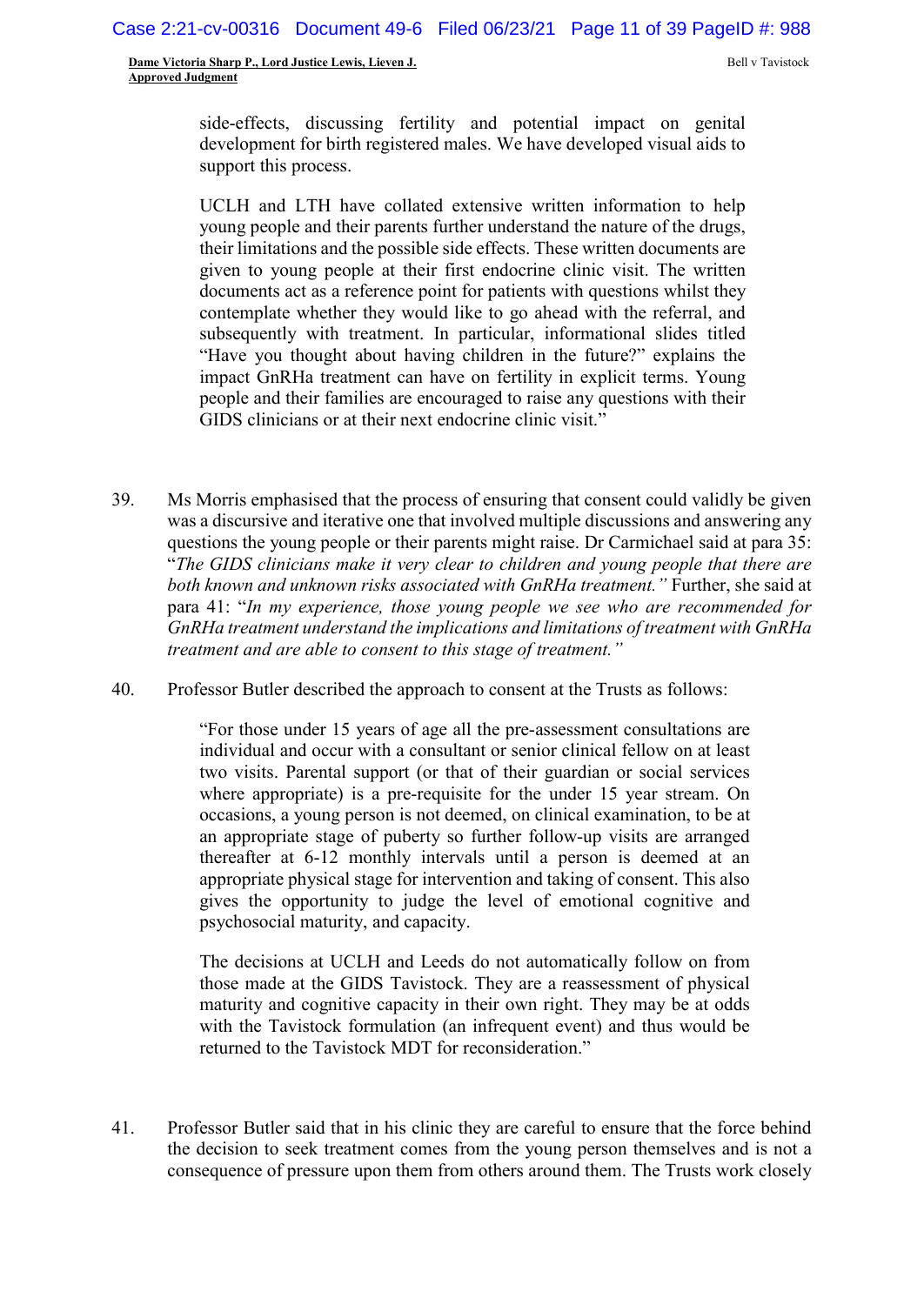side-effects, discussing fertility and potential impact on genital development for birth registered males. We have developed visual aids to support this process.

> UCLH and LTH have collated extensive written information to help young people and their parents further understand the nature of the drugs, their limitations and the possible side effects. These written documents are given to young people at their first endocrine clinic visit. The written documents act as a reference point for patients with questions whilst they contemplate whether they would like to go ahead with the referral, and subsequently with treatment. In particular, informational slides titled "Have you thought about having children in the future?" explains the impact GnRHa treatment can have on fertility in explicit terms. Young people and their families are encouraged to raise any questions with their GIDS clinicians or at their next endocrine clinic visit."

39. Ms Morris emphasised that the process of ensuring that consent could validly be given was a discursive and iterative one that involved multiple discussions and answering any questions the young people or their parents might raise. Dr Carmichael said at para 35: "*The GIDS clinicians make it very clear to children and young people that there are both known and unknown risks associated with GnRHa treatment.*" Further, she said at para 41: "*In my experience, those young people we see who are recommended for GnRHa treatment understand the implications and limitations of treatment with GnRHa treatment and are able to consent to this stage of treatment.*"

40. Professor Butler described the approach to consent at the Trusts as follows:

> "For those under 15 years of age all the pre-assessment consultations are individual and occur with a consultant or senior clinical fellow on at least two visits. Parental support (or that of their guardian or social services where appropriate) is a pre-requisite for the under 15 year stream. On occasions, a young person is not deemed, on clinical examination, to be at an appropriate stage of puberty so further follow-up visits are arranged thereafter at 6-12 monthly intervals until a person is deemed at an appropriate physical stage for intervention and taking of consent. This also gives the opportunity to judge the level of emotional cognitive and psychosocial maturity, and capacity.
>
> The decisions at UCLH and Leeds do not automatically follow on from those made at the GIDS Tavistock. They are a reassessment of physical maturity and cognitive capacity in their own right. They may be at odds with the Tavistock formulation (an infrequent event) and thus would be returned to the Tavistock MDT for reconsideration."

41. Professor Butler said that in his clinic they are careful to ensure that the force behind the decision to seek treatment comes from the young person themselves and is not a consequence of pressure upon them from others around them. The Trusts work closely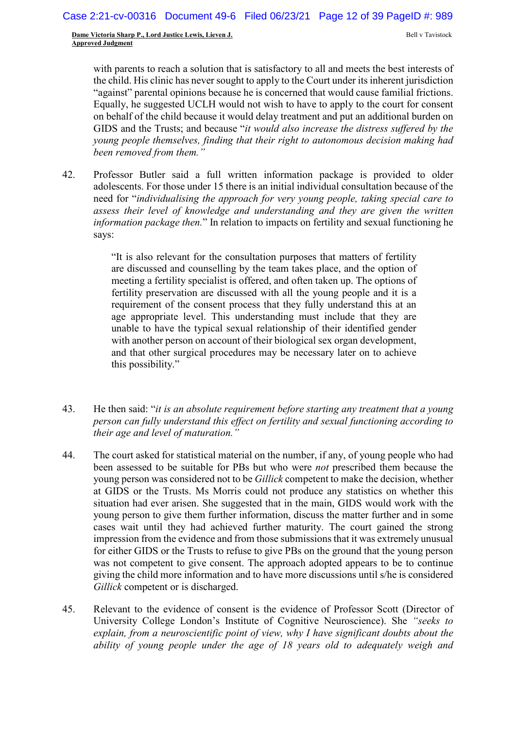with parents to reach a solution that is satisfactory to all and meets the best interests of the child. His clinic has never sought to apply to the Court under its inherent jurisdiction "against" parental opinions because he is concerned that would cause familial frictions. Equally, he suggested UCLH would not wish to have to apply to the court for consent on behalf of the child because it would delay treatment and put an additional burden on GIDS and the Trusts; and because "*it would also increase the distress suffered by the young people themselves, finding that their right to autonomous decision making had been removed from them.*"

42. Professor Butler said a full written information package is provided to older adolescents. For those under 15 there is an initial individual consultation because of the need for "*individualising the approach for very young people, taking special care to assess their level of knowledge and understanding and they are given the written information package then.*" In relation to impacts on fertility and sexual functioning he says:

> "It is also relevant for the consultation purposes that matters of fertility are discussed and counselling by the team takes place, and the option of meeting a fertility specialist is offered, and often taken up. The options of fertility preservation are discussed with all the young people and it is a requirement of the consent process that they fully understand this at an age appropriate level. This understanding must include that they are unable to have the typical sexual relationship of their identified gender with another person on account of their biological sex organ development, and that other surgical procedures may be necessary later on to achieve this possibility."

43. He then said: "*it is an absolute requirement before starting any treatment that a young person can fully understand this effect on fertility and sexual functioning according to their age and level of maturation.*"

44. The court asked for statistical material on the number, if any, of young people who had been assessed to be suitable for PBs but who were *not* prescribed them because the young person was considered not to be *Gillick* competent to make the decision, whether at GIDS or the Trusts. Ms Morris could not produce any statistics on whether this situation had ever arisen. She suggested that in the main, GIDS would work with the young person to give them further information, discuss the matter further and in some cases wait until they had achieved further maturity. The court gained the strong impression from the evidence and from those submissions that it was extremely unusual for either GIDS or the Trusts to refuse to give PBs on the ground that the young person was not competent to give consent. The approach adopted appears to be to continue giving the child more information and to have more discussions until s/he is considered *Gillick* competent or is discharged.

45. Relevant to the evidence of consent is the evidence of Professor Scott (Director of University College London's Institute of Cognitive Neuroscience). She *"seeks to explain, from a neuroscientific point of view, why I have significant doubts about the ability of young people under the age of 18 years old to adequately weigh and*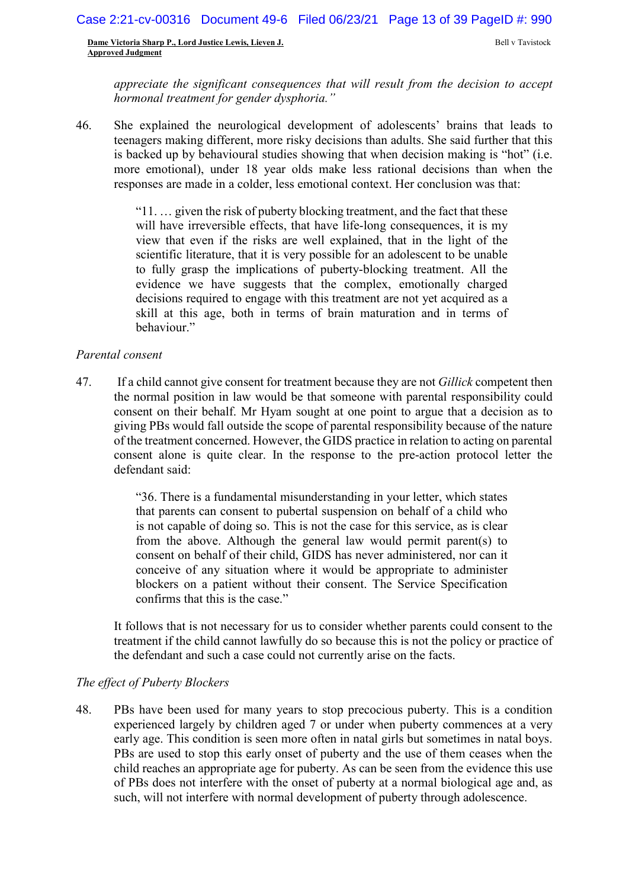*appreciate the significant consequences that will result from the decision to accept hormonal treatment for gender dysphoria."*

46. She explained the neurological development of adolescents' brains that leads to teenagers making different, more risky decisions than adults. She said further that this is backed up by behavioural studies showing that when decision making is "hot" (i.e. more emotional), under 18 year olds make less rational decisions than when the responses are made in a colder, less emotional context. Her conclusion was that:

> "11. … given the risk of puberty blocking treatment, and the fact that these will have irreversible effects, that have life-long consequences, it is my view that even if the risks are well explained, that in the light of the scientific literature, that it is very possible for an adolescent to be unable to fully grasp the implications of puberty-blocking treatment. All the evidence we have suggests that the complex, emotionally charged decisions required to engage with this treatment are not yet acquired as a skill at this age, both in terms of brain maturation and in terms of behaviour."

*Parental consent*

47. If a child cannot give consent for treatment because they are not *Gillick* competent then the normal position in law would be that someone with parental responsibility could consent on their behalf. Mr Hyam sought at one point to argue that a decision as to giving PBs would fall outside the scope of parental responsibility because of the nature of the treatment concerned. However, the GIDS practice in relation to acting on parental consent alone is quite clear. In the response to the pre-action protocol letter the defendant said:

> "36. There is a fundamental misunderstanding in your letter, which states that parents can consent to pubertal suspension on behalf of a child who is not capable of doing so. This is not the case for this service, as is clear from the above. Although the general law would permit parent(s) to consent on behalf of their child, GIDS has never administered, nor can it conceive of any situation where it would be appropriate to administer blockers on a patient without their consent. The Service Specification confirms that this is the case."

It follows that is not necessary for us to consider whether parents could consent to the treatment if the child cannot lawfully do so because this is not the policy or practice of the defendant and such a case could not currently arise on the facts.

*The effect of Puberty Blockers*

48. PBs have been used for many years to stop precocious puberty. This is a condition experienced largely by children aged 7 or under when puberty commences at a very early age. This condition is seen more often in natal girls but sometimes in natal boys. PBs are used to stop this early onset of puberty and the use of them ceases when the child reaches an appropriate age for puberty. As can be seen from the evidence this use of PBs does not interfere with the onset of puberty at a normal biological age and, as such, will not interfere with normal development of puberty through adolescence.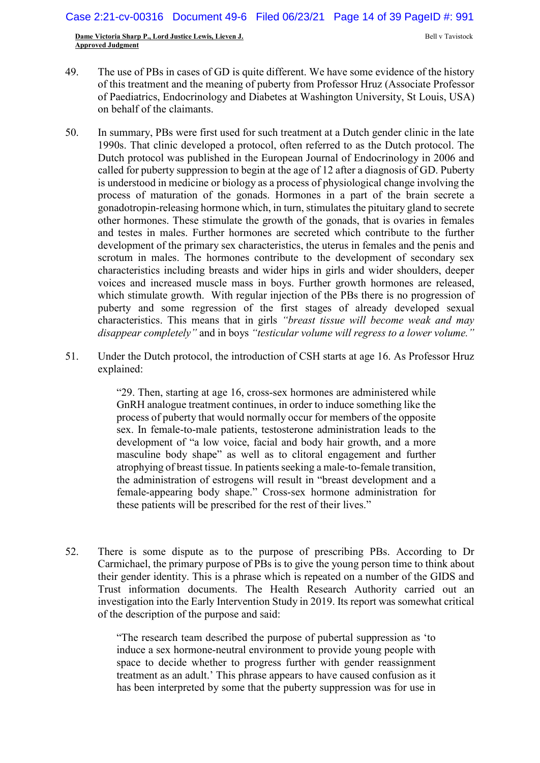49. The use of PBs in cases of GD is quite different. We have some evidence of the history of this treatment and the meaning of puberty from Professor Hruz (Associate Professor of Paediatrics, Endocrinology and Diabetes at Washington University, St Louis, USA) on behalf of the claimants.

50. In summary, PBs were first used for such treatment at a Dutch gender clinic in the late 1990s. That clinic developed a protocol, often referred to as the Dutch protocol. The Dutch protocol was published in the European Journal of Endocrinology in 2006 and called for puberty suppression to begin at the age of 12 after a diagnosis of GD. Puberty is understood in medicine or biology as a process of physiological change involving the process of maturation of the gonads. Hormones in a part of the brain secrete a gonadotropin-releasing hormone which, in turn, stimulates the pituitary gland to secrete other hormones. These stimulate the growth of the gonads, that is ovaries in females and testes in males. Further hormones are secreted which contribute to the further development of the primary sex characteristics, the uterus in females and the penis and scrotum in males. The hormones contribute to the development of secondary sex characteristics including breasts and wider hips in girls and wider shoulders, deeper voices and increased muscle mass in boys. Further growth hormones are released, which stimulate growth. With regular injection of the PBs there is no progression of puberty and some regression of the first stages of already developed sexual characteristics. This means that in girls *"breast tissue will become weak and may disappear completely"* and in boys *"testicular volume will regress to a lower volume."*

51. Under the Dutch protocol, the introduction of CSH starts at age 16. As Professor Hruz explained:

> "29. Then, starting at age 16, cross-sex hormones are administered while GnRH analogue treatment continues, in order to induce something like the process of puberty that would normally occur for members of the opposite sex. In female-to-male patients, testosterone administration leads to the development of "a low voice, facial and body hair growth, and a more masculine body shape" as well as to clitoral engagement and further atrophying of breast tissue. In patients seeking a male-to-female transition, the administration of estrogens will result in "breast development and a female-appearing body shape." Cross-sex hormone administration for these patients will be prescribed for the rest of their lives."

52. There is some dispute as to the purpose of prescribing PBs. According to Dr Carmichael, the primary purpose of PBs is to give the young person time to think about their gender identity. This is a phrase which is repeated on a number of the GIDS and Trust information documents. The Health Research Authority carried out an investigation into the Early Intervention Study in 2019. Its report was somewhat critical of the description of the purpose and said:

> "The research team described the purpose of pubertal suppression as 'to induce a sex hormone-neutral environment to provide young people with space to decide whether to progress further with gender reassignment treatment as an adult.' This phrase appears to have caused confusion as it has been interpreted by some that the puberty suppression was for use in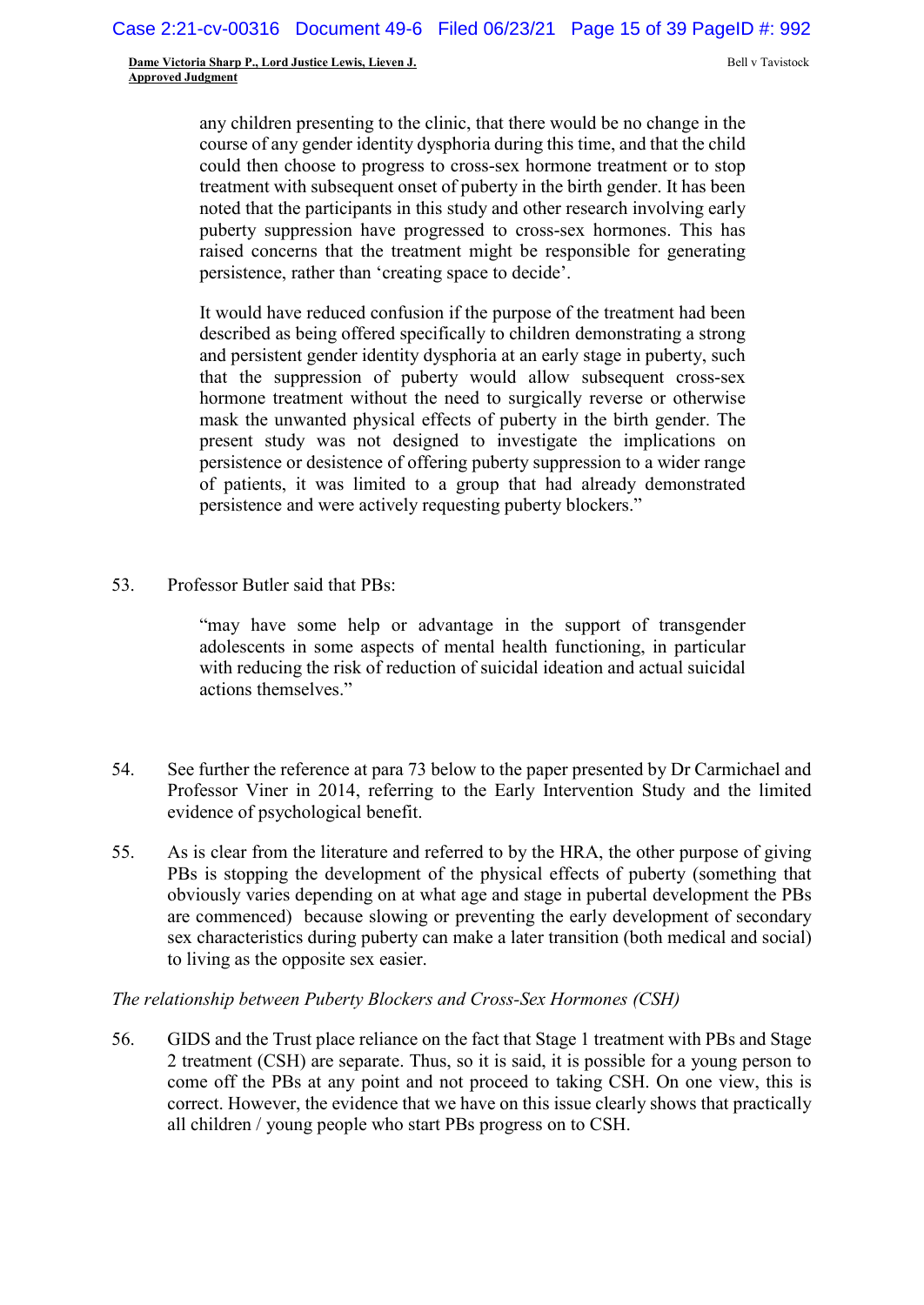any children presenting to the clinic, that there would be no change in the course of any gender identity dysphoria during this time, and that the child could then choose to progress to cross-sex hormone treatment or to stop treatment with subsequent onset of puberty in the birth gender. It has been noted that the participants in this study and other research involving early puberty suppression have progressed to cross-sex hormones. This has raised concerns that the treatment might be responsible for generating persistence, rather than 'creating space to decide'.

> It would have reduced confusion if the purpose of the treatment had been described as being offered specifically to children demonstrating a strong and persistent gender identity dysphoria at an early stage in puberty, such that the suppression of puberty would allow subsequent cross-sex hormone treatment without the need to surgically reverse or otherwise mask the unwanted physical effects of puberty in the birth gender. The present study was not designed to investigate the implications on persistence or desistence of offering puberty suppression to a wider range of patients, it was limited to a group that had already demonstrated persistence and were actively requesting puberty blockers."

53. Professor Butler said that PBs:

> "may have some help or advantage in the support of transgender adolescents in some aspects of mental health functioning, in particular with reducing the risk of reduction of suicidal ideation and actual suicidal actions themselves."

54. See further the reference at para 73 below to the paper presented by Dr Carmichael and Professor Viner in 2014, referring to the Early Intervention Study and the limited evidence of psychological benefit.

55. As is clear from the literature and referred to by the HRA, the other purpose of giving PBs is stopping the development of the physical effects of puberty (something that obviously varies depending on at what age and stage in pubertal development the PBs are commenced) because slowing or preventing the early development of secondary sex characteristics during puberty can make a later transition (both medical and social) to living as the opposite sex easier.

*The relationship between Puberty Blockers and Cross-Sex Hormones (CSH)*

56. GIDS and the Trust place reliance on the fact that Stage 1 treatment with PBs and Stage 2 treatment (CSH) are separate. Thus, so it is said, it is possible for a young person to come off the PBs at any point and not proceed to taking CSH. On one view, this is correct. However, the evidence that we have on this issue clearly shows that practically all children / young people who start PBs progress on to CSH.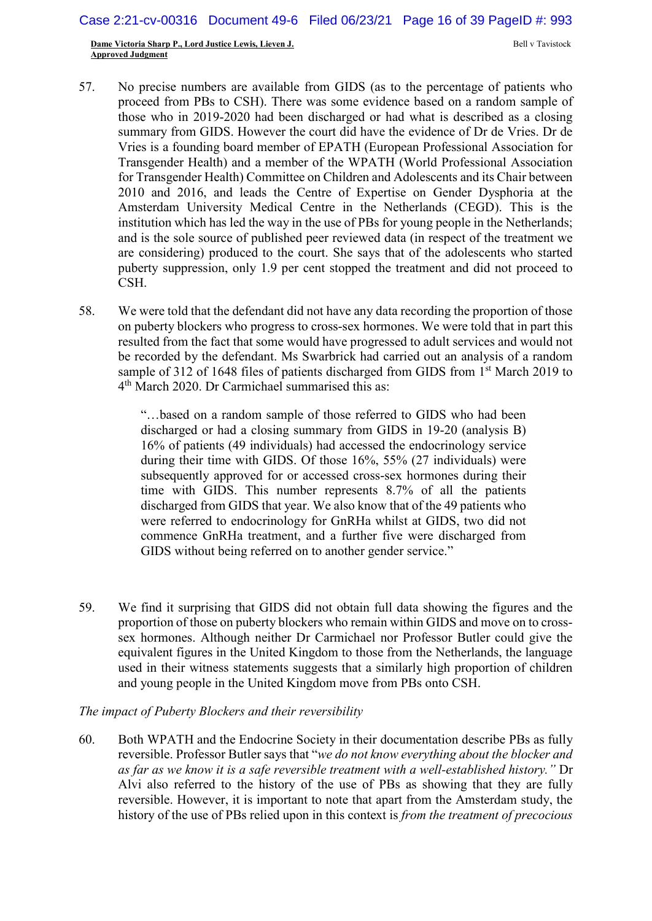57. No precise numbers are available from GIDS (as to the percentage of patients who proceed from PBs to CSH). There was some evidence based on a random sample of those who in 2019-2020 had been discharged or had what is described as a closing summary from GIDS. However the court did have the evidence of Dr de Vries. Dr de Vries is a founding board member of EPATH (European Professional Association for Transgender Health) and a member of the WPATH (World Professional Association for Transgender Health) Committee on Children and Adolescents and its Chair between 2010 and 2016, and leads the Centre of Expertise on Gender Dysphoria at the Amsterdam University Medical Centre in the Netherlands (CEGD). This is the institution which has led the way in the use of PBs for young people in the Netherlands; and is the sole source of published peer reviewed data (in respect of the treatment we are considering) produced to the court. She says that of the adolescents who started puberty suppression, only 1.9 per cent stopped the treatment and did not proceed to CSH.

58. We were told that the defendant did not have any data recording the proportion of those on puberty blockers who progress to cross-sex hormones. We were told that in part this resulted from the fact that some would have progressed to adult services and would not be recorded by the defendant. Ms Swarbrick had carried out an analysis of a random sample of 312 of 1648 files of patients discharged from GIDS from 1st March 2019 to 4th March 2020. Dr Carmichael summarised this as:

> "…based on a random sample of those referred to GIDS who had been discharged or had a closing summary from GIDS in 19-20 (analysis B) 16% of patients (49 individuals) had accessed the endocrinology service during their time with GIDS. Of those 16%, 55% (27 individuals) were subsequently approved for or accessed cross-sex hormones during their time with GIDS. This number represents 8.7% of all the patients discharged from GIDS that year. We also know that of the 49 patients who were referred to endocrinology for GnRHa whilst at GIDS, two did not commence GnRHa treatment, and a further five were discharged from GIDS without being referred on to another gender service."

59. We find it surprising that GIDS did not obtain full data showing the figures and the proportion of those on puberty blockers who remain within GIDS and move on to cross-sex hormones. Although neither Dr Carmichael nor Professor Butler could give the equivalent figures in the United Kingdom to those from the Netherlands, the language used in their witness statements suggests that a similarly high proportion of children and young people in the United Kingdom move from PBs onto CSH.

*The impact of Puberty Blockers and their reversibility*

60. Both WPATH and the Endocrine Society in their documentation describe PBs as fully reversible. Professor Butler says that "*we do not know everything about the blocker and as far as we know it is a safe reversible treatment with a well-established history.*" Dr Alvi also referred to the history of the use of PBs as showing that they are fully reversible. However, it is important to note that apart from the Amsterdam study, the history of the use of PBs relied upon in this context is *from the treatment of precocious*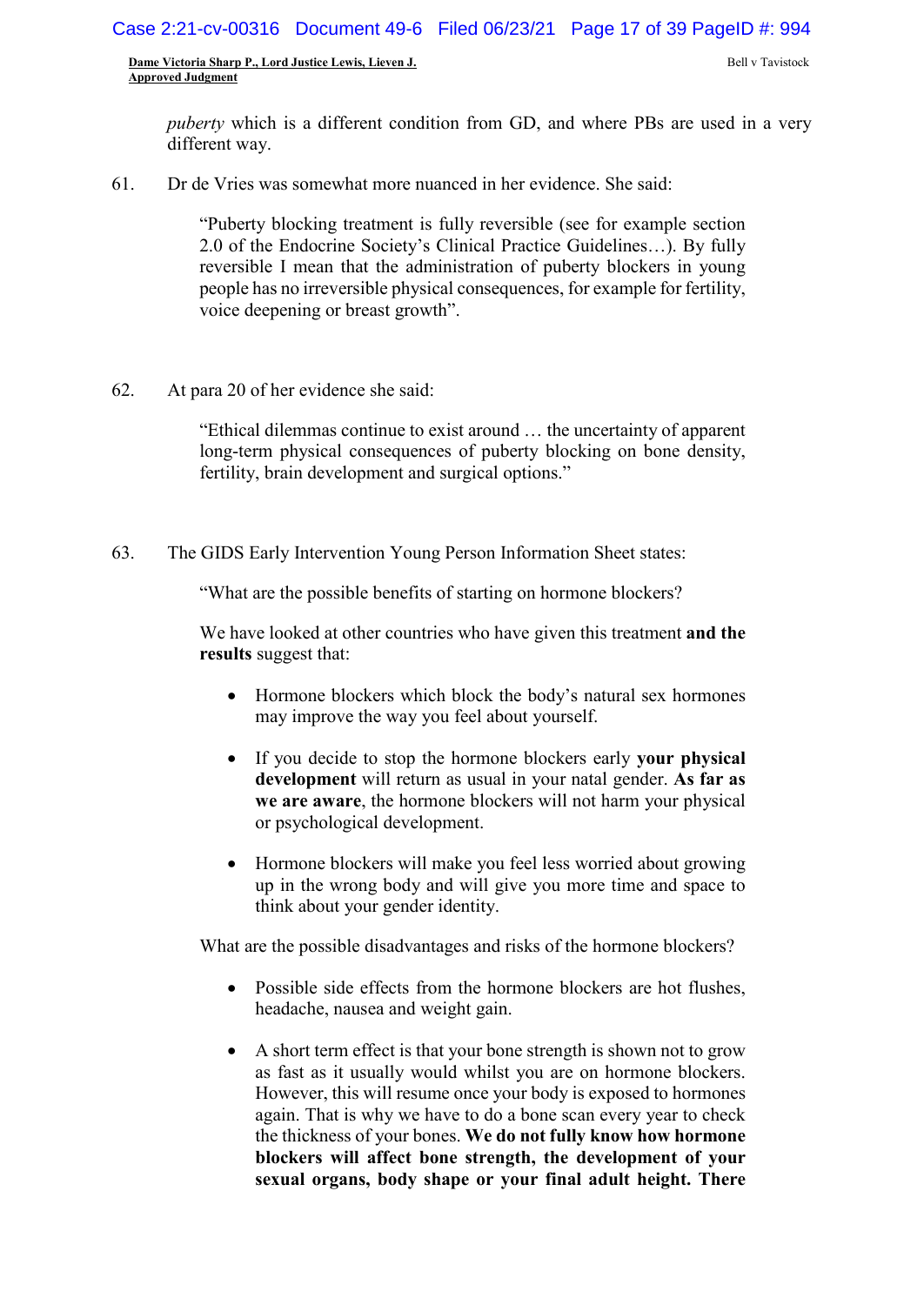*puberty* which is a different condition from GD, and where PBs are used in a very different way.

61. Dr de Vries was somewhat more nuanced in her evidence. She said:

> "Puberty blocking treatment is fully reversible (see for example section 2.0 of the Endocrine Society's Clinical Practice Guidelines…). By fully reversible I mean that the administration of puberty blockers in young people has no irreversible physical consequences, for example for fertility, voice deepening or breast growth".

62. At para 20 of her evidence she said:

> "Ethical dilemmas continue to exist around … the uncertainty of apparent long-term physical consequences of puberty blocking on bone density, fertility, brain development and surgical options."

63. The GIDS Early Intervention Young Person Information Sheet states:

> "What are the possible benefits of starting on hormone blockers?
>
> We have looked at other countries who have given this treatment **and the results** suggest that:
>
> - Hormone blockers which block the body's natural sex hormones may improve the way you feel about yourself.
> - If you decide to stop the hormone blockers early **your physical development** will return as usual in your natal gender. **As far as we are aware**, the hormone blockers will not harm your physical or psychological development.
> - Hormone blockers will make you feel less worried about growing up in the wrong body and will give you more time and space to think about your gender identity.
>
> What are the possible disadvantages and risks of the hormone blockers?
>
> - Possible side effects from the hormone blockers are hot flushes, headache, nausea and weight gain.
> - A short term effect is that your bone strength is shown not to grow as fast as it usually would whilst you are on hormone blockers. However, this will resume once your body is exposed to hormones again. That is why we have to do a bone scan every year to check the thickness of your bones. **We do not fully know how hormone blockers will affect bone strength, the development of your sexual organs, body shape or your final adult height. There**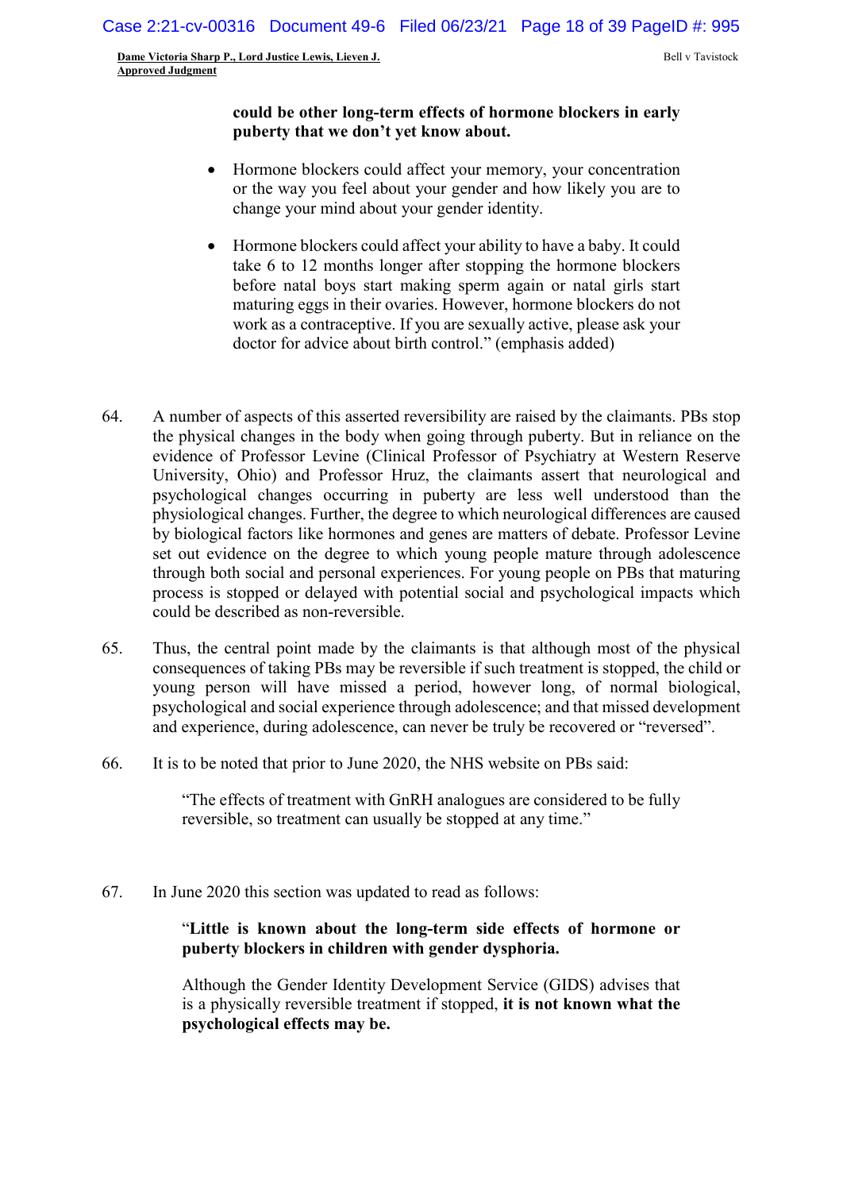> **could be other long-term effects of hormone blockers in early puberty that we don't yet know about.**
>
> - Hormone blockers could affect your memory, your concentration or the way you feel about your gender and how likely you are to change your mind about your gender identity.
>
> - Hormone blockers could affect your ability to have a baby. It could take 6 to 12 months longer after stopping the hormone blockers before natal boys start making sperm again or natal girls start maturing eggs in their ovaries. However, hormone blockers do not work as a contraceptive. If you are sexually active, please ask your doctor for advice about birth control." (emphasis added)

64. A number of aspects of this asserted reversibility are raised by the claimants. PBs stop the physical changes in the body when going through puberty. But in reliance on the evidence of Professor Levine (Clinical Professor of Psychiatry at Western Reserve University, Ohio) and Professor Hruz, the claimants assert that neurological and psychological changes occurring in puberty are less well understood than the physiological changes. Further, the degree to which neurological differences are caused by biological factors like hormones and genes are matters of debate. Professor Levine set out evidence on the degree to which young people mature through adolescence through both social and personal experiences. For young people on PBs that maturing process is stopped or delayed with potential social and psychological impacts which could be described as non-reversible.

65. Thus, the central point made by the claimants is that although most of the physical consequences of taking PBs may be reversible if such treatment is stopped, the child or young person will have missed a period, however long, of normal biological, psychological and social experience through adolescence; and that missed development and experience, during adolescence, can never be truly be recovered or "reversed".

66. It is to be noted that prior to June 2020, the NHS website on PBs said:

> "The effects of treatment with GnRH analogues are considered to be fully reversible, so treatment can usually be stopped at any time."

67. In June 2020 this section was updated to read as follows:

> "**Little is known about the long-term side effects of hormone or puberty blockers in children with gender dysphoria.**
>
> Although the Gender Identity Development Service (GIDS) advises that is a physically reversible treatment if stopped, **it is not known what the psychological effects may be.**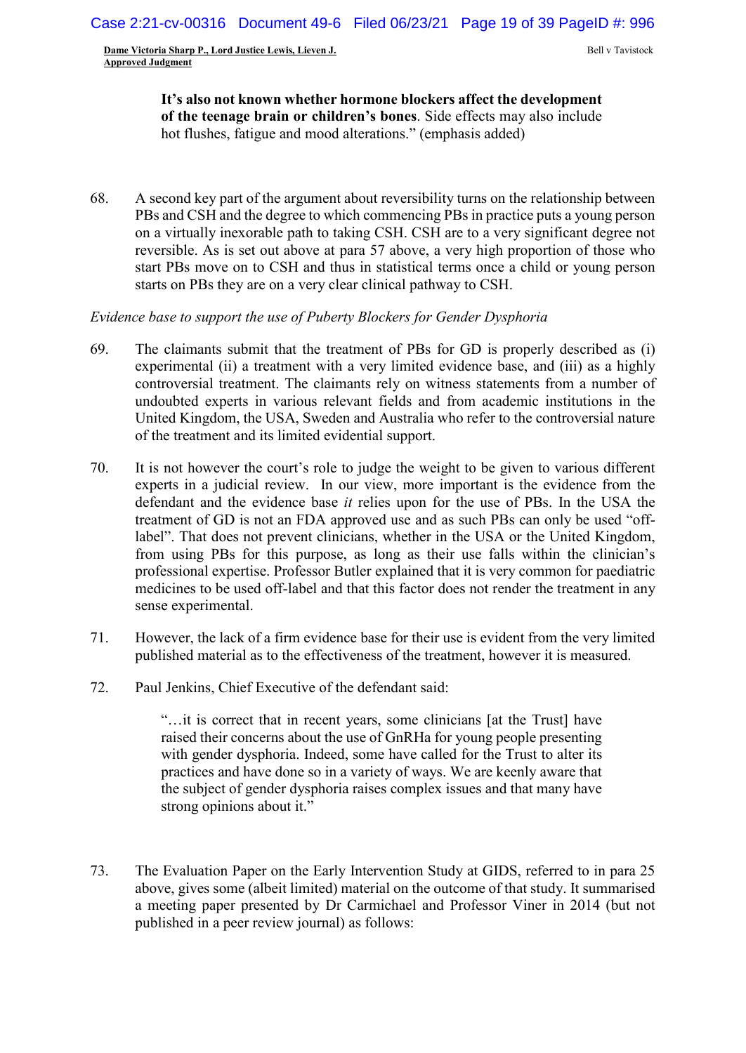> **It's also not known whether hormone blockers affect the development of the teenage brain or children's bones**. Side effects may also include hot flushes, fatigue and mood alterations." (emphasis added)

68. A second key part of the argument about reversibility turns on the relationship between PBs and CSH and the degree to which commencing PBs in practice puts a young person on a virtually inexorable path to taking CSH. CSH are to a very significant degree not reversible. As is set out above at para 57 above, a very high proportion of those who start PBs move on to CSH and thus in statistical terms once a child or young person starts on PBs they are on a very clear clinical pathway to CSH.

*Evidence base to support the use of Puberty Blockers for Gender Dysphoria*

69. The claimants submit that the treatment of PBs for GD is properly described as (i) experimental (ii) a treatment with a very limited evidence base, and (iii) as a highly controversial treatment. The claimants rely on witness statements from a number of undoubted experts in various relevant fields and from academic institutions in the United Kingdom, the USA, Sweden and Australia who refer to the controversial nature of the treatment and its limited evidential support.

70. It is not however the court's role to judge the weight to be given to various different experts in a judicial review. In our view, more important is the evidence from the defendant and the evidence base *it* relies upon for the use of PBs. In the USA the treatment of GD is not an FDA approved use and as such PBs can only be used "off-label". That does not prevent clinicians, whether in the USA or the United Kingdom, from using PBs for this purpose, as long as their use falls within the clinician's professional expertise. Professor Butler explained that it is very common for paediatric medicines to be used off-label and that this factor does not render the treatment in any sense experimental.

71. However, the lack of a firm evidence base for their use is evident from the very limited published material as to the effectiveness of the treatment, however it is measured.

72. Paul Jenkins, Chief Executive of the defendant said:

> "…it is correct that in recent years, some clinicians [at the Trust] have raised their concerns about the use of GnRHa for young people presenting with gender dysphoria. Indeed, some have called for the Trust to alter its practices and have done so in a variety of ways. We are keenly aware that the subject of gender dysphoria raises complex issues and that many have strong opinions about it."

73. The Evaluation Paper on the Early Intervention Study at GIDS, referred to in para 25 above, gives some (albeit limited) material on the outcome of that study. It summarised a meeting paper presented by Dr Carmichael and Professor Viner in 2014 (but not published in a peer review journal) as follows: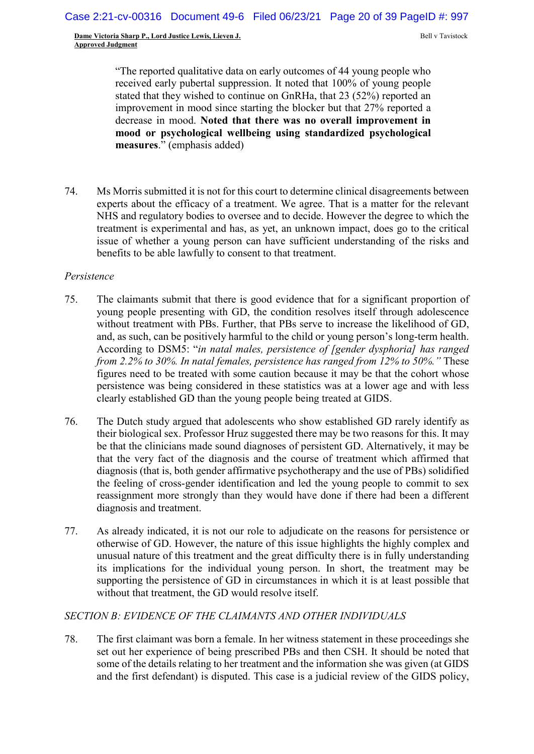> "The reported qualitative data on early outcomes of 44 young people who received early pubertal suppression. It noted that 100% of young people stated that they wished to continue on GnRHa, that 23 (52%) reported an improvement in mood since starting the blocker but that 27% reported a decrease in mood. **Noted that there was no overall improvement in mood or psychological wellbeing using standardized psychological measures**." (emphasis added)

74. Ms Morris submitted it is not for this court to determine clinical disagreements between experts about the efficacy of a treatment. We agree. That is a matter for the relevant NHS and regulatory bodies to oversee and to decide. However the degree to which the treatment is experimental and has, as yet, an unknown impact, does go to the critical issue of whether a young person can have sufficient understanding of the risks and benefits to be able lawfully to consent to that treatment.

*Persistence*

75. The claimants submit that there is good evidence that for a significant proportion of young people presenting with GD, the condition resolves itself through adolescence without treatment with PBs. Further, that PBs serve to increase the likelihood of GD, and, as such, can be positively harmful to the child or young person's long-term health. According to DSM5: "*in natal males, persistence of [gender dysphoria] has ranged from 2.2% to 30%. In natal females, persistence has ranged from 12% to 50%.*" These figures need to be treated with some caution because it may be that the cohort whose persistence was being considered in these statistics was at a lower age and with less clearly established GD than the young people being treated at GIDS.

76. The Dutch study argued that adolescents who show established GD rarely identify as their biological sex. Professor Hruz suggested there may be two reasons for this. It may be that the clinicians made sound diagnoses of persistent GD. Alternatively, it may be that the very fact of the diagnosis and the course of treatment which affirmed that diagnosis (that is, both gender affirmative psychotherapy and the use of PBs) solidified the feeling of cross-gender identification and led the young people to commit to sex reassignment more strongly than they would have done if there had been a different diagnosis and treatment.

77. As already indicated, it is not our role to adjudicate on the reasons for persistence or otherwise of GD. However, the nature of this issue highlights the highly complex and unusual nature of this treatment and the great difficulty there is in fully understanding its implications for the individual young person. In short, the treatment may be supporting the persistence of GD in circumstances in which it is at least possible that without that treatment, the GD would resolve itself.

*SECTION B: EVIDENCE OF THE CLAIMANTS AND OTHER INDIVIDUALS*

78. The first claimant was born a female. In her witness statement in these proceedings she set out her experience of being prescribed PBs and then CSH. It should be noted that some of the details relating to her treatment and the information she was given (at GIDS and the first defendant) is disputed. This case is a judicial review of the GIDS policy,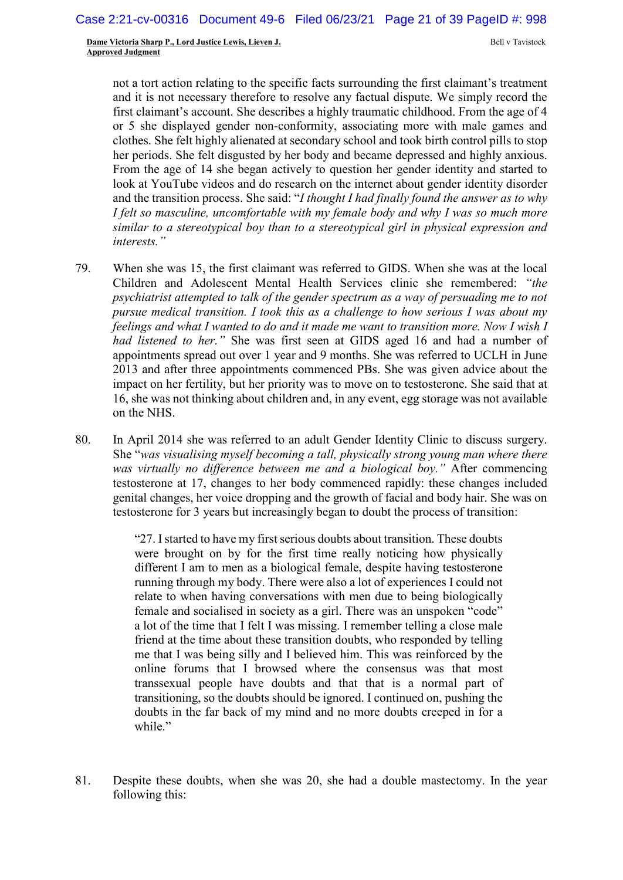not a tort action relating to the specific facts surrounding the first claimant's treatment and it is not necessary therefore to resolve any factual dispute. We simply record the first claimant's account. She describes a highly traumatic childhood. From the age of 4 or 5 she displayed gender non-conformity, associating more with male games and clothes. She felt highly alienated at secondary school and took birth control pills to stop her periods. She felt disgusted by her body and became depressed and highly anxious. From the age of 14 she began actively to question her gender identity and started to look at YouTube videos and do research on the internet about gender identity disorder and the transition process. She said: "*I thought I had finally found the answer as to why I felt so masculine, uncomfortable with my female body and why I was so much more similar to a stereotypical boy than to a stereotypical girl in physical expression and interests.*"

79. When she was 15, the first claimant was referred to GIDS. When she was at the local Children and Adolescent Mental Health Services clinic she remembered: *"the psychiatrist attempted to talk of the gender spectrum as a way of persuading me to not pursue medical transition. I took this as a challenge to how serious I was about my feelings and what I wanted to do and it made me want to transition more. Now I wish I had listened to her."* She was first seen at GIDS aged 16 and had a number of appointments spread out over 1 year and 9 months. She was referred to UCLH in June 2013 and after three appointments commenced PBs. She was given advice about the impact on her fertility, but her priority was to move on to testosterone. She said that at 16, she was not thinking about children and, in any event, egg storage was not available on the NHS.

80. In April 2014 she was referred to an adult Gender Identity Clinic to discuss surgery. She "*was visualising myself becoming a tall, physically strong young man where there was virtually no difference between me and a biological boy."* After commencing testosterone at 17, changes to her body commenced rapidly: these changes included genital changes, her voice dropping and the growth of facial and body hair. She was on testosterone for 3 years but increasingly began to doubt the process of transition:

> "27. I started to have my first serious doubts about transition. These doubts were brought on by for the first time really noticing how physically different I am to men as a biological female, despite having testosterone running through my body. There were also a lot of experiences I could not relate to when having conversations with men due to being biologically female and socialised in society as a girl. There was an unspoken "code" a lot of the time that I felt I was missing. I remember telling a close male friend at the time about these transition doubts, who responded by telling me that I was being silly and I believed him. This was reinforced by the online forums that I browsed where the consensus was that most transsexual people have doubts and that that is a normal part of transitioning, so the doubts should be ignored. I continued on, pushing the doubts in the far back of my mind and no more doubts creeped in for a while."

81. Despite these doubts, when she was 20, she had a double mastectomy. In the year following this: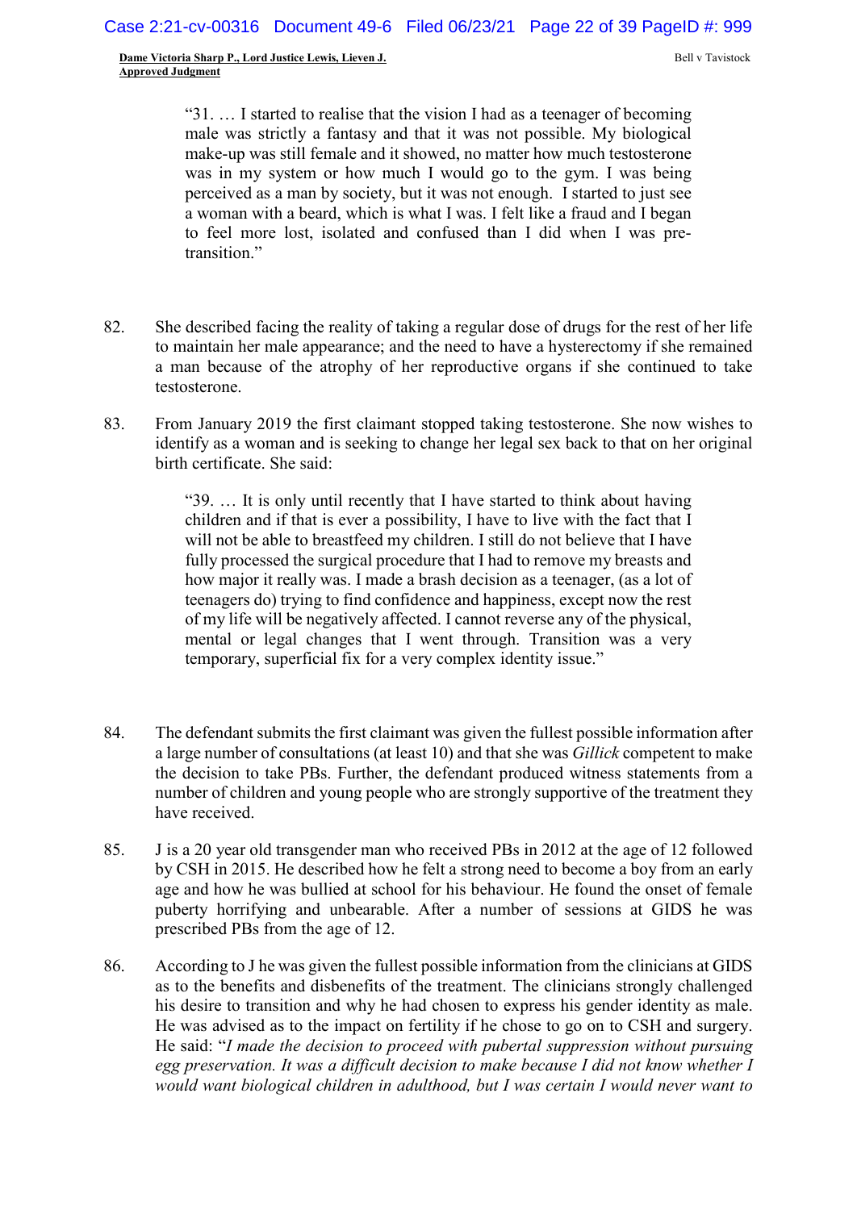> "31. … I started to realise that the vision I had as a teenager of becoming male was strictly a fantasy and that it was not possible. My biological make-up was still female and it showed, no matter how much testosterone was in my system or how much I would go to the gym. I was being perceived as a man by society, but it was not enough. I started to just see a woman with a beard, which is what I was. I felt like a fraud and I began to feel more lost, isolated and confused than I did when I was pre-transition."

82. She described facing the reality of taking a regular dose of drugs for the rest of her life to maintain her male appearance; and the need to have a hysterectomy if she remained a man because of the atrophy of her reproductive organs if she continued to take testosterone.

83. From January 2019 the first claimant stopped taking testosterone. She now wishes to identify as a woman and is seeking to change her legal sex back to that on her original birth certificate. She said:

> "39. … It is only until recently that I have started to think about having children and if that is ever a possibility, I have to live with the fact that I will not be able to breastfeed my children. I still do not believe that I have fully processed the surgical procedure that I had to remove my breasts and how major it really was. I made a brash decision as a teenager, (as a lot of teenagers do) trying to find confidence and happiness, except now the rest of my life will be negatively affected. I cannot reverse any of the physical, mental or legal changes that I went through. Transition was a very temporary, superficial fix for a very complex identity issue."

84. The defendant submits the first claimant was given the fullest possible information after a large number of consultations (at least 10) and that she was *Gillick* competent to make the decision to take PBs. Further, the defendant produced witness statements from a number of children and young people who are strongly supportive of the treatment they have received.

85. J is a 20 year old transgender man who received PBs in 2012 at the age of 12 followed by CSH in 2015. He described how he felt a strong need to become a boy from an early age and how he was bullied at school for his behaviour. He found the onset of female puberty horrifying and unbearable. After a number of sessions at GIDS he was prescribed PBs from the age of 12.

86. According to J he was given the fullest possible information from the clinicians at GIDS as to the benefits and disbenefits of the treatment. The clinicians strongly challenged his desire to transition and why he had chosen to express his gender identity as male. He was advised as to the impact on fertility if he chose to go on to CSH and surgery. He said: "*I made the decision to proceed with pubertal suppression without pursuing egg preservation. It was a difficult decision to make because I did not know whether I would want biological children in adulthood, but I was certain I would never want to*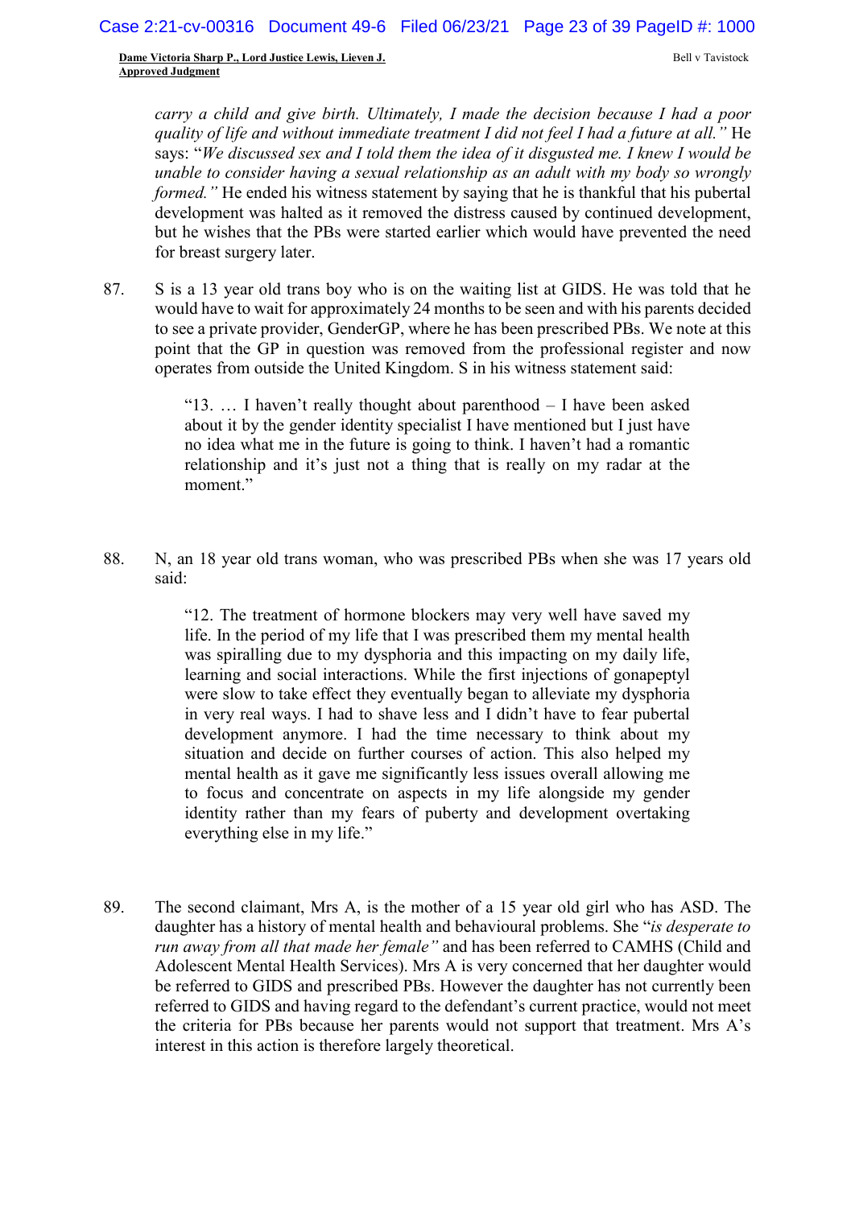*carry a child and give birth. Ultimately, I made the decision because I had a poor quality of life and without immediate treatment I did not feel I had a future at all."* He says: "*We discussed sex and I told them the idea of it disgusted me. I knew I would be unable to consider having a sexual relationship as an adult with my body so wrongly formed."* He ended his witness statement by saying that he is thankful that his pubertal development was halted as it removed the distress caused by continued development, but he wishes that the PBs were started earlier which would have prevented the need for breast surgery later.

87. S is a 13 year old trans boy who is on the waiting list at GIDS. He was told that he would have to wait for approximately 24 months to be seen and with his parents decided to see a private provider, GenderGP, where he has been prescribed PBs. We note at this point that the GP in question was removed from the professional register and now operates from outside the United Kingdom. S in his witness statement said:

> "13. … I haven't really thought about parenthood – I have been asked about it by the gender identity specialist I have mentioned but I just have no idea what me in the future is going to think. I haven't had a romantic relationship and it's just not a thing that is really on my radar at the moment."

88. N, an 18 year old trans woman, who was prescribed PBs when she was 17 years old said:

> "12. The treatment of hormone blockers may very well have saved my life. In the period of my life that I was prescribed them my mental health was spiralling due to my dysphoria and this impacting on my daily life, learning and social interactions. While the first injections of gonapeptyl were slow to take effect they eventually began to alleviate my dysphoria in very real ways. I had to shave less and I didn't have to fear pubertal development anymore. I had the time necessary to think about my situation and decide on further courses of action. This also helped my mental health as it gave me significantly less issues overall allowing me to focus and concentrate on aspects in my life alongside my gender identity rather than my fears of puberty and development overtaking everything else in my life."

89. The second claimant, Mrs A, is the mother of a 15 year old girl who has ASD. The daughter has a history of mental health and behavioural problems. She "*is desperate to run away from all that made her female"* and has been referred to CAMHS (Child and Adolescent Mental Health Services). Mrs A is very concerned that her daughter would be referred to GIDS and prescribed PBs. However the daughter has not currently been referred to GIDS and having regard to the defendant's current practice, would not meet the criteria for PBs because her parents would not support that treatment. Mrs A's interest in this action is therefore largely theoretical.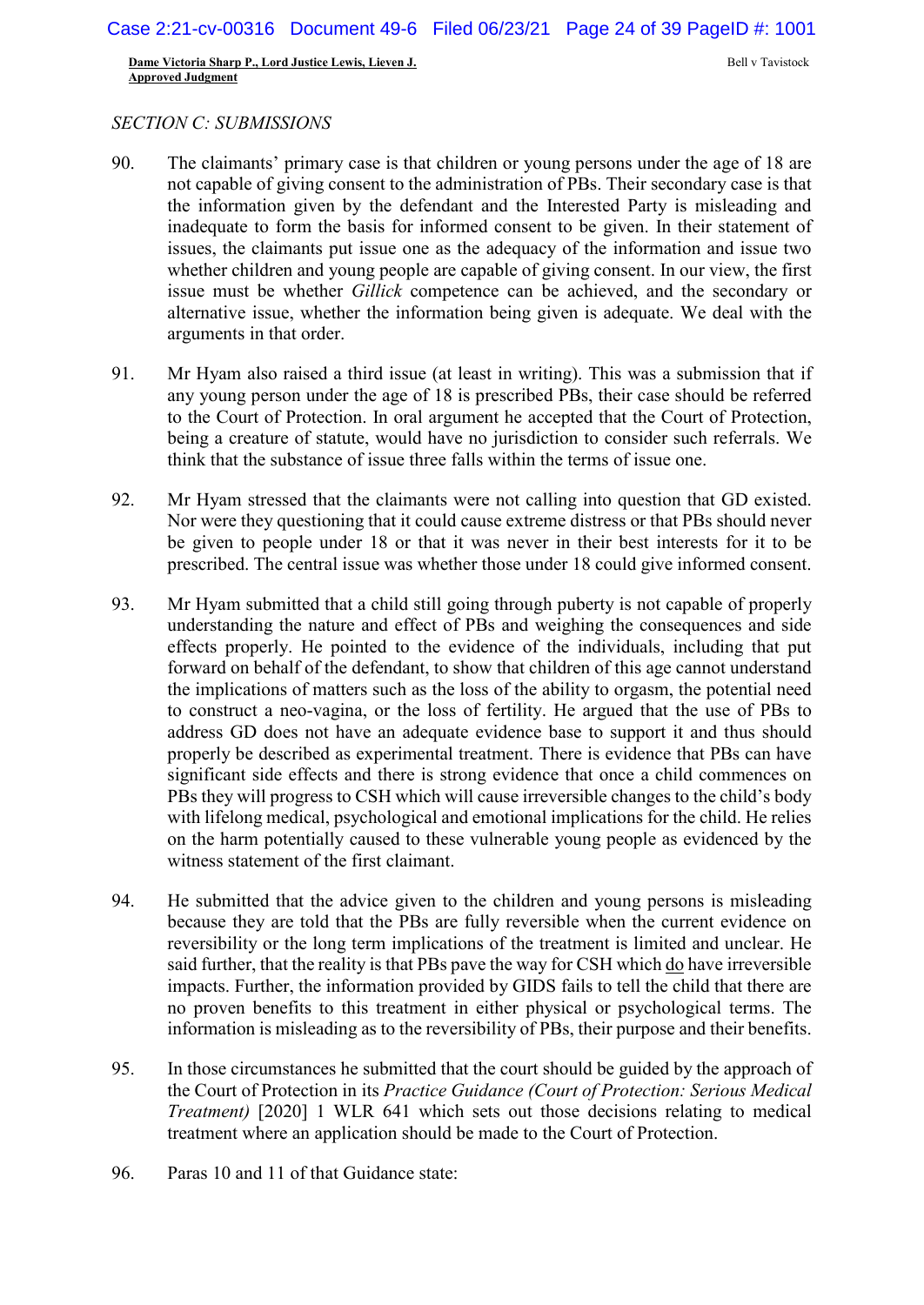*SECTION C: SUBMISSIONS*

90. The claimants' primary case is that children or young persons under the age of 18 are not capable of giving consent to the administration of PBs. Their secondary case is that the information given by the defendant and the Interested Party is misleading and inadequate to form the basis for informed consent to be given. In their statement of issues, the claimants put issue one as the adequacy of the information and issue two whether children and young people are capable of giving consent. In our view, the first issue must be whether *Gillick* competence can be achieved, and the secondary or alternative issue, whether the information being given is adequate. We deal with the arguments in that order.

91. Mr Hyam also raised a third issue (at least in writing). This was a submission that if any young person under the age of 18 is prescribed PBs, their case should be referred to the Court of Protection. In oral argument he accepted that the Court of Protection, being a creature of statute, would have no jurisdiction to consider such referrals. We think that the substance of issue three falls within the terms of issue one.

92. Mr Hyam stressed that the claimants were not calling into question that GD existed. Nor were they questioning that it could cause extreme distress or that PBs should never be given to people under 18 or that it was never in their best interests for it to be prescribed. The central issue was whether those under 18 could give informed consent.

93. Mr Hyam submitted that a child still going through puberty is not capable of properly understanding the nature and effect of PBs and weighing the consequences and side effects properly. He pointed to the evidence of the individuals, including that put forward on behalf of the defendant, to show that children of this age cannot understand the implications of matters such as the loss of the ability to orgasm, the potential need to construct a neo-vagina, or the loss of fertility. He argued that the use of PBs to address GD does not have an adequate evidence base to support it and thus should properly be described as experimental treatment. There is evidence that PBs can have significant side effects and there is strong evidence that once a child commences on PBs they will progress to CSH which will cause irreversible changes to the child's body with lifelong medical, psychological and emotional implications for the child. He relies on the harm potentially caused to these vulnerable young people as evidenced by the witness statement of the first claimant.

94. He submitted that the advice given to the children and young persons is misleading because they are told that the PBs are fully reversible when the current evidence on reversibility or the long term implications of the treatment is limited and unclear. He said further, that the reality is that PBs pave the way for CSH which <u>do</u> have irreversible impacts. Further, the information provided by GIDS fails to tell the child that there are no proven benefits to this treatment in either physical or psychological terms. The information is misleading as to the reversibility of PBs, their purpose and their benefits.

95. In those circumstances he submitted that the court should be guided by the approach of the Court of Protection in its *Practice Guidance (Court of Protection: Serious Medical Treatment)* [2020] 1 WLR 641 which sets out those decisions relating to medical treatment where an application should be made to the Court of Protection.

96. Paras 10 and 11 of that Guidance state: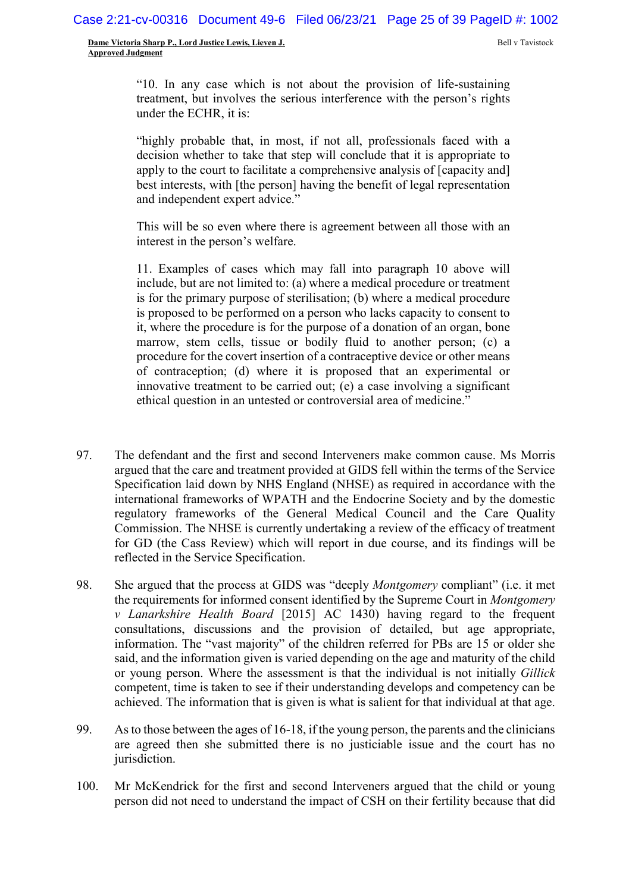> "10. In any case which is not about the provision of life-sustaining treatment, but involves the serious interference with the person's rights under the ECHR, it is:
>
> "highly probable that, in most, if not all, professionals faced with a decision whether to take that step will conclude that it is appropriate to apply to the court to facilitate a comprehensive analysis of [capacity and] best interests, with [the person] having the benefit of legal representation and independent expert advice."
>
> This will be so even where there is agreement between all those with an interest in the person's welfare.
>
> 11. Examples of cases which may fall into paragraph 10 above will include, but are not limited to: (a) where a medical procedure or treatment is for the primary purpose of sterilisation; (b) where a medical procedure is proposed to be performed on a person who lacks capacity to consent to it, where the procedure is for the purpose of a donation of an organ, bone marrow, stem cells, tissue or bodily fluid to another person; (c) a procedure for the covert insertion of a contraceptive device or other means of contraception; (d) where it is proposed that an experimental or innovative treatment to be carried out; (e) a case involving a significant ethical question in an untested or controversial area of medicine."

97. The defendant and the first and second Interveners make common cause. Ms Morris argued that the care and treatment provided at GIDS fell within the terms of the Service Specification laid down by NHS England (NHSE) as required in accordance with the international frameworks of WPATH and the Endocrine Society and by the domestic regulatory frameworks of the General Medical Council and the Care Quality Commission. The NHSE is currently undertaking a review of the efficacy of treatment for GD (the Cass Review) which will report in due course, and its findings will be reflected in the Service Specification.

98. She argued that the process at GIDS was "deeply *Montgomery* compliant" (i.e. it met the requirements for informed consent identified by the Supreme Court in *Montgomery v Lanarkshire Health Board* [2015] AC 1430) having regard to the frequent consultations, discussions and the provision of detailed, but age appropriate, information. The "vast majority" of the children referred for PBs are 15 or older she said, and the information given is varied depending on the age and maturity of the child or young person. Where the assessment is that the individual is not initially *Gillick* competent, time is taken to see if their understanding develops and competency can be achieved. The information that is given is what is salient for that individual at that age.

99. As to those between the ages of 16-18, if the young person, the parents and the clinicians are agreed then she submitted there is no justiciable issue and the court has no jurisdiction.

100. Mr McKendrick for the first and second Interveners argued that the child or young person did not need to understand the impact of CSH on their fertility because that did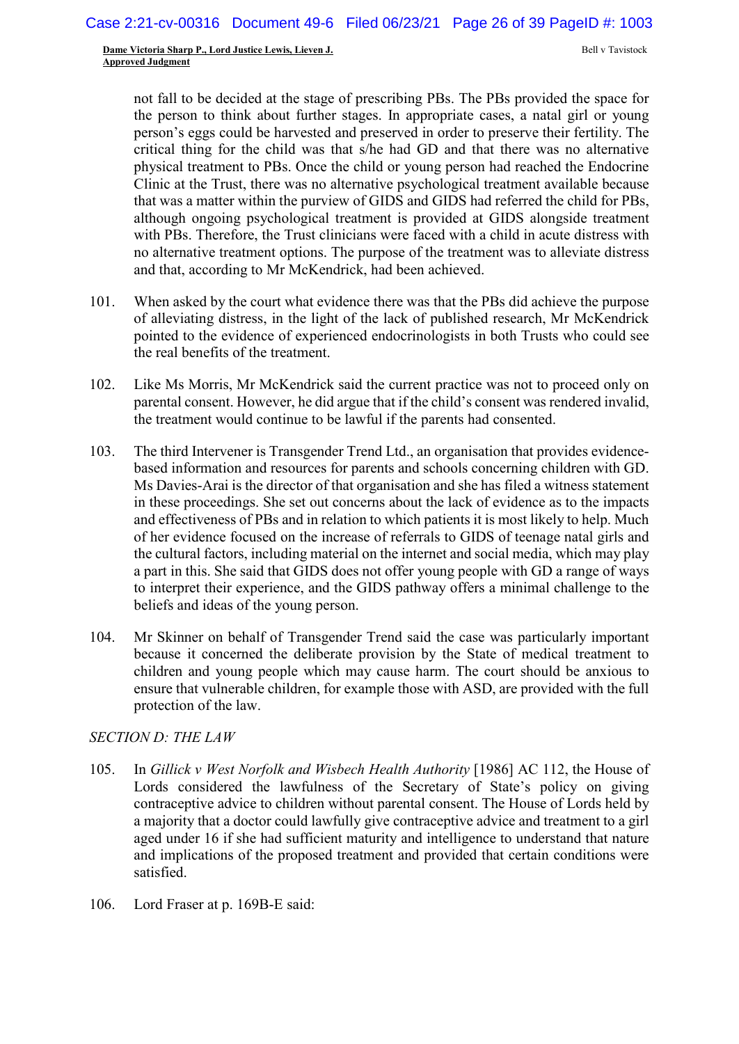not fall to be decided at the stage of prescribing PBs. The PBs provided the space for the person to think about further stages. In appropriate cases, a natal girl or young person's eggs could be harvested and preserved in order to preserve their fertility. The critical thing for the child was that s/he had GD and that there was no alternative physical treatment to PBs. Once the child or young person had reached the Endocrine Clinic at the Trust, there was no alternative psychological treatment available because that was a matter within the purview of GIDS and GIDS had referred the child for PBs, although ongoing psychological treatment is provided at GIDS alongside treatment with PBs. Therefore, the Trust clinicians were faced with a child in acute distress with no alternative treatment options. The purpose of the treatment was to alleviate distress and that, according to Mr McKendrick, had been achieved.

101. When asked by the court what evidence there was that the PBs did achieve the purpose of alleviating distress, in the light of the lack of published research, Mr McKendrick pointed to the evidence of experienced endocrinologists in both Trusts who could see the real benefits of the treatment.

102. Like Ms Morris, Mr McKendrick said the current practice was not to proceed only on parental consent. However, he did argue that if the child's consent was rendered invalid, the treatment would continue to be lawful if the parents had consented.

103. The third Intervener is Transgender Trend Ltd., an organisation that provides evidence-based information and resources for parents and schools concerning children with GD. Ms Davies-Arai is the director of that organisation and she has filed a witness statement in these proceedings. She set out concerns about the lack of evidence as to the impacts and effectiveness of PBs and in relation to which patients it is most likely to help. Much of her evidence focused on the increase of referrals to GIDS of teenage natal girls and the cultural factors, including material on the internet and social media, which may play a part in this. She said that GIDS does not offer young people with GD a range of ways to interpret their experience, and the GIDS pathway offers a minimal challenge to the beliefs and ideas of the young person.

104. Mr Skinner on behalf of Transgender Trend said the case was particularly important because it concerned the deliberate provision by the State of medical treatment to children and young people which may cause harm. The court should be anxious to ensure that vulnerable children, for example those with ASD, are provided with the full protection of the law.

*SECTION D: THE LAW*

105. In *Gillick v West Norfolk and Wisbech Health Authority* [1986] AC 112, the House of Lords considered the lawfulness of the Secretary of State's policy on giving contraceptive advice to children without parental consent. The House of Lords held by a majority that a doctor could lawfully give contraceptive advice and treatment to a girl aged under 16 if she had sufficient maturity and intelligence to understand that nature and implications of the proposed treatment and provided that certain conditions were satisfied.

106. Lord Fraser at p. 169B-E said: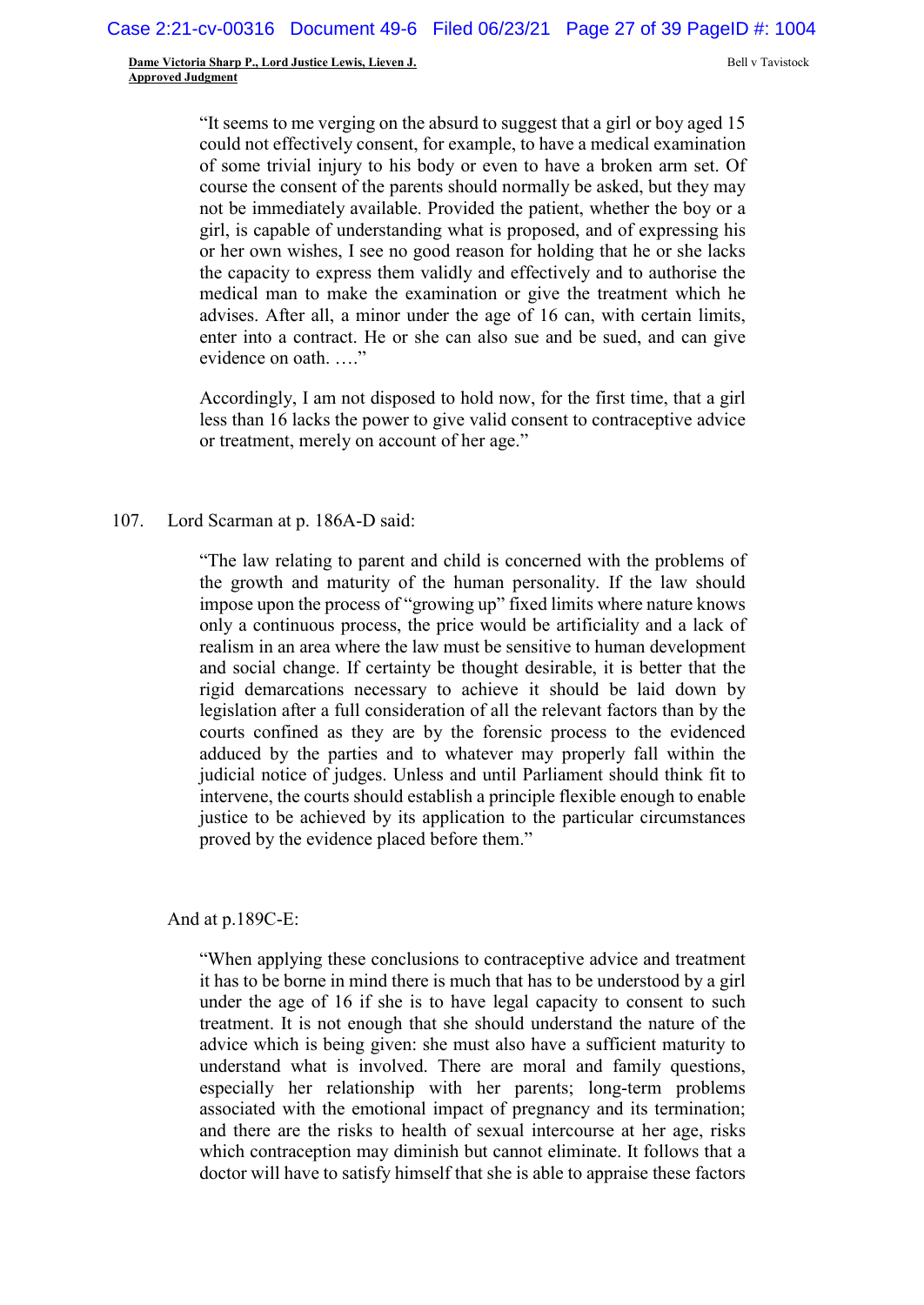> "It seems to me verging on the absurd to suggest that a girl or boy aged 15 could not effectively consent, for example, to have a medical examination of some trivial injury to his body or even to have a broken arm set. Of course the consent of the parents should normally be asked, but they may not be immediately available. Provided the patient, whether the boy or a girl, is capable of understanding what is proposed, and of expressing his or her own wishes, I see no good reason for holding that he or she lacks the capacity to express them validly and effectively and to authorise the medical man to make the examination or give the treatment which he advises. After all, a minor under the age of 16 can, with certain limits, enter into a contract. He or she can also sue and be sued, and can give evidence on oath. …."
>
> Accordingly, I am not disposed to hold now, for the first time, that a girl less than 16 lacks the power to give valid consent to contraceptive advice or treatment, merely on account of her age."

107. Lord Scarman at p. 186A-D said:

> "The law relating to parent and child is concerned with the problems of the growth and maturity of the human personality. If the law should impose upon the process of "growing up" fixed limits where nature knows only a continuous process, the price would be artificiality and a lack of realism in an area where the law must be sensitive to human development and social change. If certainty be thought desirable, it is better that the rigid demarcations necessary to achieve it should be laid down by legislation after a full consideration of all the relevant factors than by the courts confined as they are by the forensic process to the evidenced adduced by the parties and to whatever may properly fall within the judicial notice of judges. Unless and until Parliament should think fit to intervene, the courts should establish a principle flexible enough to enable justice to be achieved by its application to the particular circumstances proved by the evidence placed before them."

And at p.189C-E:

> "When applying these conclusions to contraceptive advice and treatment it has to be borne in mind there is much that has to be understood by a girl under the age of 16 if she is to have legal capacity to consent to such treatment. It is not enough that she should understand the nature of the advice which is being given: she must also have a sufficient maturity to understand what is involved. There are moral and family questions, especially her relationship with her parents; long-term problems associated with the emotional impact of pregnancy and its termination; and there are the risks to health of sexual intercourse at her age, risks which contraception may diminish but cannot eliminate. It follows that a doctor will have to satisfy himself that she is able to appraise these factors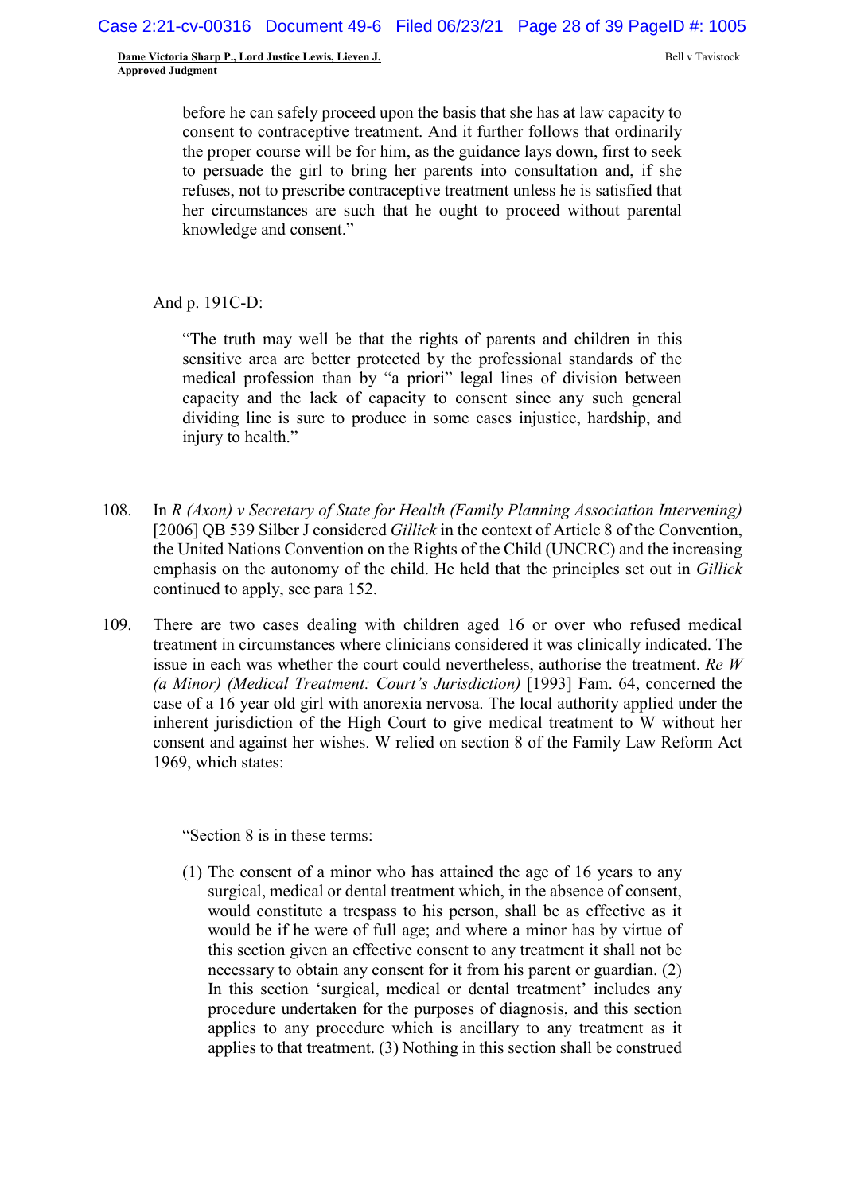> before he can safely proceed upon the basis that she has at law capacity to consent to contraceptive treatment. And it further follows that ordinarily the proper course will be for him, as the guidance lays down, first to seek to persuade the girl to bring her parents into consultation and, if she refuses, not to prescribe contraceptive treatment unless he is satisfied that her circumstances are such that he ought to proceed without parental knowledge and consent."

And p. 191C-D:

> "The truth may well be that the rights of parents and children in this sensitive area are better protected by the professional standards of the medical profession than by "a priori" legal lines of division between capacity and the lack of capacity to consent since any such general dividing line is sure to produce in some cases injustice, hardship, and injury to health."

108. In *R (Axon) v Secretary of State for Health (Family Planning Association Intervening)* [2006] QB 539 Silber J considered *Gillick* in the context of Article 8 of the Convention, the United Nations Convention on the Rights of the Child (UNCRC) and the increasing emphasis on the autonomy of the child. He held that the principles set out in *Gillick* continued to apply, see para 152.

109. There are two cases dealing with children aged 16 or over who refused medical treatment in circumstances where clinicians considered it was clinically indicated. The issue in each was whether the court could nevertheless, authorise the treatment. *Re W (a Minor) (Medical Treatment: Court's Jurisdiction)* [1993] Fam. 64, concerned the case of a 16 year old girl with anorexia nervosa. The local authority applied under the inherent jurisdiction of the High Court to give medical treatment to W without her consent and against her wishes. W relied on section 8 of the Family Law Reform Act 1969, which states:

> "Section 8 is in these terms:
>
> (1) The consent of a minor who has attained the age of 16 years to any surgical, medical or dental treatment which, in the absence of consent, would constitute a trespass to his person, shall be as effective as it would be if he were of full age; and where a minor has by virtue of this section given an effective consent to any treatment it shall not be necessary to obtain any consent for it from his parent or guardian. (2) In this section 'surgical, medical or dental treatment' includes any procedure undertaken for the purposes of diagnosis, and this section applies to any procedure which is ancillary to any treatment as it applies to that treatment. (3) Nothing in this section shall be construed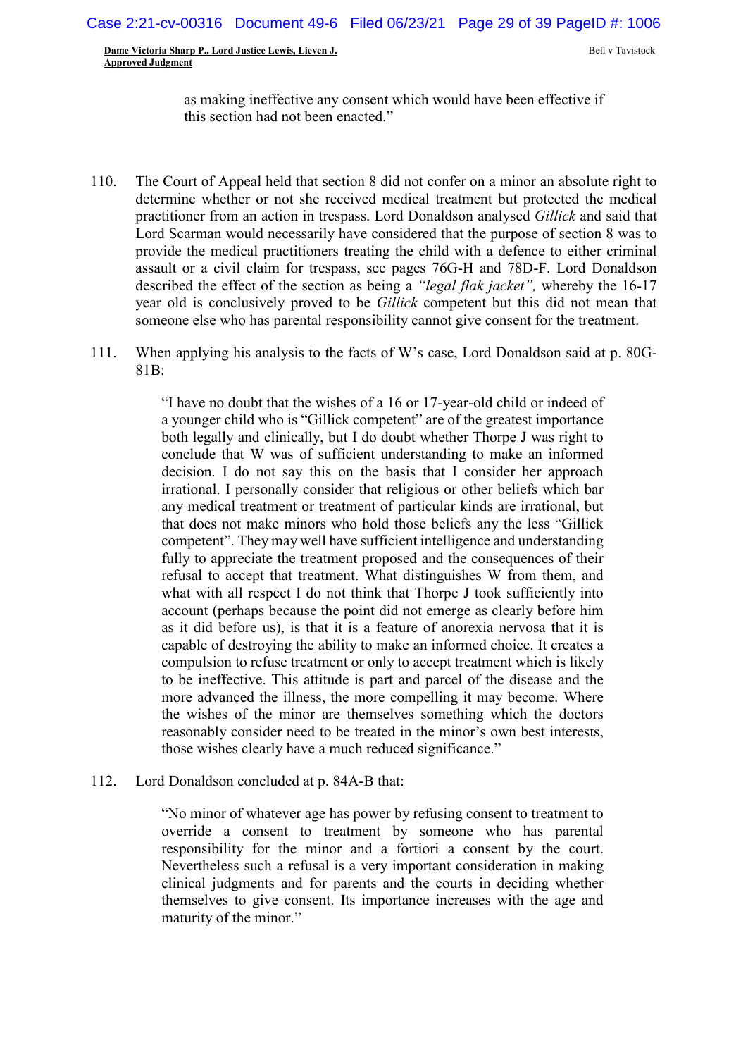as making ineffective any consent which would have been effective if this section had not been enacted."

110. The Court of Appeal held that section 8 did not confer on a minor an absolute right to determine whether or not she received medical treatment but protected the medical practitioner from an action in trespass. Lord Donaldson analysed *Gillick* and said that Lord Scarman would necessarily have considered that the purpose of section 8 was to provide the medical practitioners treating the child with a defence to either criminal assault or a civil claim for trespass, see pages 76G-H and 78D-F. Lord Donaldson described the effect of the section as being a *"legal flak jacket",* whereby the 16-17 year old is conclusively proved to be *Gillick* competent but this did not mean that someone else who has parental responsibility cannot give consent for the treatment.

111. When applying his analysis to the facts of W's case, Lord Donaldson said at p. 80G-81B:

> "I have no doubt that the wishes of a 16 or 17-year-old child or indeed of a younger child who is "Gillick competent" are of the greatest importance both legally and clinically, but I do doubt whether Thorpe J was right to conclude that W was of sufficient understanding to make an informed decision. I do not say this on the basis that I consider her approach irrational. I personally consider that religious or other beliefs which bar any medical treatment or treatment of particular kinds are irrational, but that does not make minors who hold those beliefs any the less "Gillick competent". They may well have sufficient intelligence and understanding fully to appreciate the treatment proposed and the consequences of their refusal to accept that treatment. What distinguishes W from them, and what with all respect I do not think that Thorpe J took sufficiently into account (perhaps because the point did not emerge as clearly before him as it did before us), is that it is a feature of anorexia nervosa that it is capable of destroying the ability to make an informed choice. It creates a compulsion to refuse treatment or only to accept treatment which is likely to be ineffective. This attitude is part and parcel of the disease and the more advanced the illness, the more compelling it may become. Where the wishes of the minor are themselves something which the doctors reasonably consider need to be treated in the minor's own best interests, those wishes clearly have a much reduced significance."

112. Lord Donaldson concluded at p. 84A-B that:

> "No minor of whatever age has power by refusing consent to treatment to override a consent to treatment by someone who has parental responsibility for the minor and a fortiori a consent by the court. Nevertheless such a refusal is a very important consideration in making clinical judgments and for parents and the courts in deciding whether themselves to give consent. Its importance increases with the age and maturity of the minor."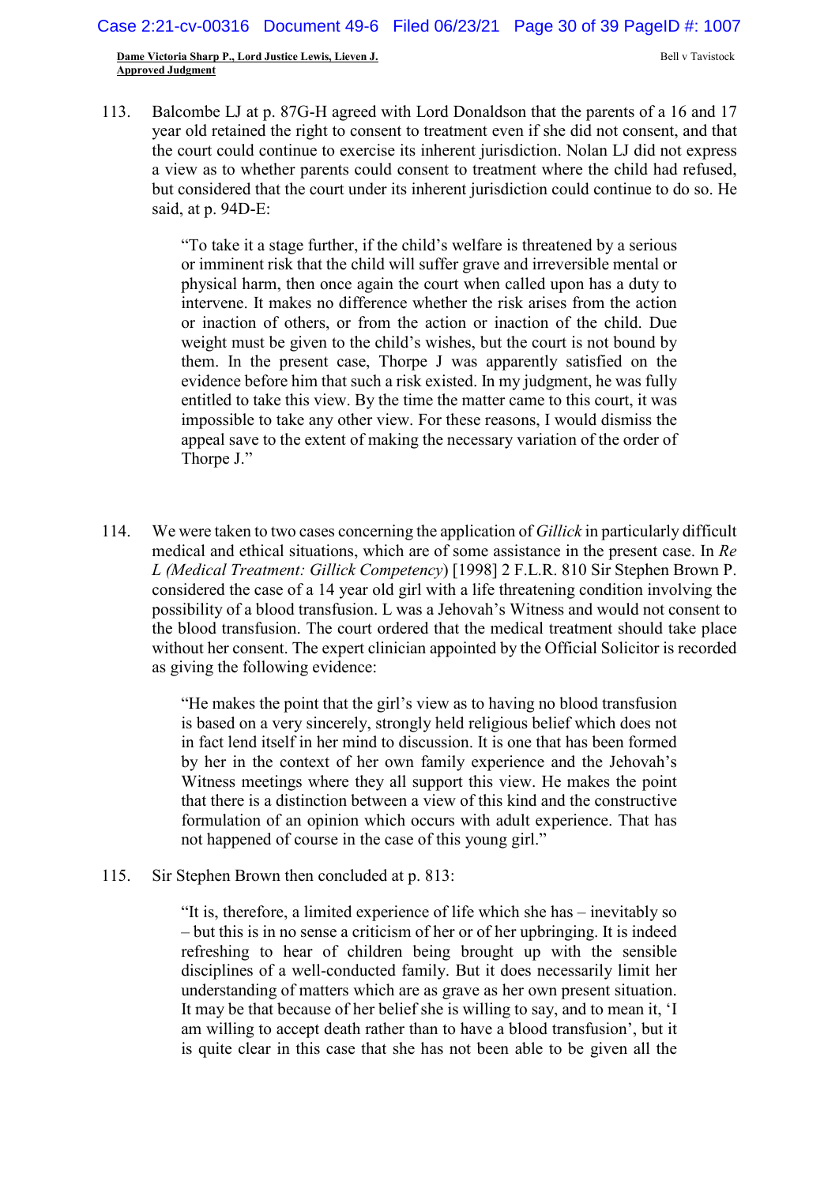113. Balcombe LJ at p. 87G-H agreed with Lord Donaldson that the parents of a 16 and 17 year old retained the right to consent to treatment even if she did not consent, and that the court could continue to exercise its inherent jurisdiction. Nolan LJ did not express a view as to whether parents could consent to treatment where the child had refused, but considered that the court under its inherent jurisdiction could continue to do so. He said, at p. 94D-E:

> "To take it a stage further, if the child's welfare is threatened by a serious or imminent risk that the child will suffer grave and irreversible mental or physical harm, then once again the court when called upon has a duty to intervene. It makes no difference whether the risk arises from the action or inaction of others, or from the action or inaction of the child. Due weight must be given to the child's wishes, but the court is not bound by them. In the present case, Thorpe J was apparently satisfied on the evidence before him that such a risk existed. In my judgment, he was fully entitled to take this view. By the time the matter came to this court, it was impossible to take any other view. For these reasons, I would dismiss the appeal save to the extent of making the necessary variation of the order of Thorpe J."

114. We were taken to two cases concerning the application of *Gillick* in particularly difficult medical and ethical situations, which are of some assistance in the present case. In *Re L (Medical Treatment: Gillick Competency*) [1998] 2 F.L.R. 810 Sir Stephen Brown P. considered the case of a 14 year old girl with a life threatening condition involving the possibility of a blood transfusion. L was a Jehovah's Witness and would not consent to the blood transfusion. The court ordered that the medical treatment should take place without her consent. The expert clinician appointed by the Official Solicitor is recorded as giving the following evidence:

> "He makes the point that the girl's view as to having no blood transfusion is based on a very sincerely, strongly held religious belief which does not in fact lend itself in her mind to discussion. It is one that has been formed by her in the context of her own family experience and the Jehovah's Witness meetings where they all support this view. He makes the point that there is a distinction between a view of this kind and the constructive formulation of an opinion which occurs with adult experience. That has not happened of course in the case of this young girl."

115. Sir Stephen Brown then concluded at p. 813:

> "It is, therefore, a limited experience of life which she has – inevitably so – but this is in no sense a criticism of her or of her upbringing. It is indeed refreshing to hear of children being brought up with the sensible disciplines of a well-conducted family. But it does necessarily limit her understanding of matters which are as grave as her own present situation. It may be that because of her belief she is willing to say, and to mean it, 'I am willing to accept death rather than to have a blood transfusion', but it is quite clear in this case that she has not been able to be given all the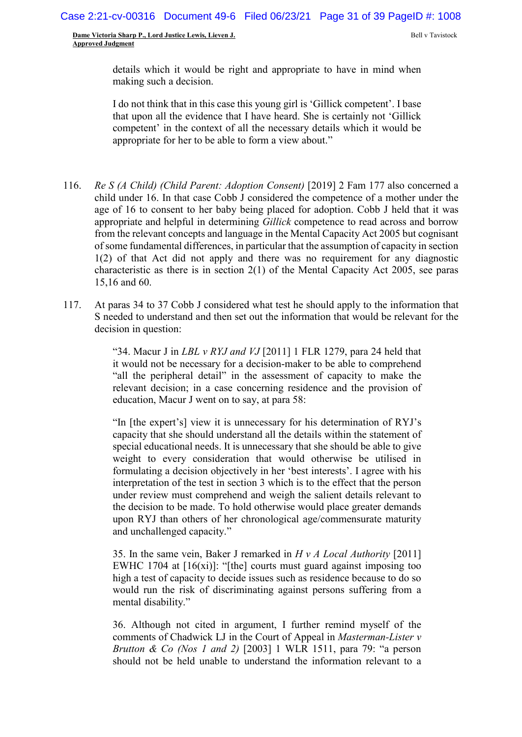> details which it would be right and appropriate to have in mind when making such a decision.
>
> I do not think that in this case this young girl is 'Gillick competent'. I base that upon all the evidence that I have heard. She is certainly not 'Gillick competent' in the context of all the necessary details which it would be appropriate for her to be able to form a view about."

116. *Re S (A Child) (Child Parent: Adoption Consent)* [2019] 2 Fam 177 also concerned a child under 16. In that case Cobb J considered the competence of a mother under the age of 16 to consent to her baby being placed for adoption. Cobb J held that it was appropriate and helpful in determining *Gillick* competence to read across and borrow from the relevant concepts and language in the Mental Capacity Act 2005 but cognisant of some fundamental differences, in particular that the assumption of capacity in section 1(2) of that Act did not apply and there was no requirement for any diagnostic characteristic as there is in section 2(1) of the Mental Capacity Act 2005, see paras 15,16 and 60.

117. At paras 34 to 37 Cobb J considered what test he should apply to the information that S needed to understand and then set out the information that would be relevant for the decision in question:

> "34. Macur J in *LBL v RYJ and VJ* [2011] 1 FLR 1279, para 24 held that it would not be necessary for a decision-maker to be able to comprehend "all the peripheral detail" in the assessment of capacity to make the relevant decision; in a case concerning residence and the provision of education, Macur J went on to say, at para 58:
>
> "In [the expert's] view it is unnecessary for his determination of RYJ's capacity that she should understand all the details within the statement of special educational needs. It is unnecessary that she should be able to give weight to every consideration that would otherwise be utilised in formulating a decision objectively in her 'best interests'. I agree with his interpretation of the test in section 3 which is to the effect that the person under review must comprehend and weigh the salient details relevant to the decision to be made. To hold otherwise would place greater demands upon RYJ than others of her chronological age/commensurate maturity and unchallenged capacity."
>
> 35. In the same vein, Baker J remarked in *H v A Local Authority* [2011] EWHC 1704 at [16(xi)]: "[the] courts must guard against imposing too high a test of capacity to decide issues such as residence because to do so would run the risk of discriminating against persons suffering from a mental disability."
>
> 36. Although not cited in argument, I further remind myself of the comments of Chadwick LJ in the Court of Appeal in *Masterman-Lister v Brutton & Co (Nos 1 and 2)* [2003] 1 WLR 1511, para 79: "a person should not be held unable to understand the information relevant to a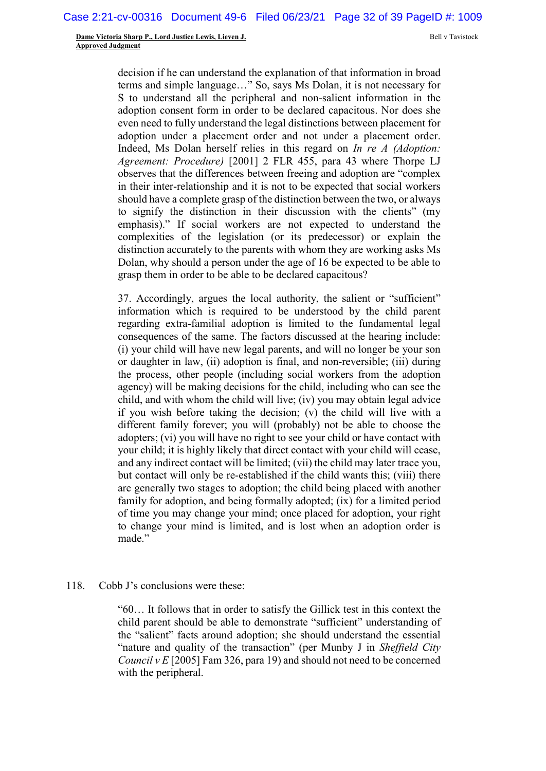> decision if he can understand the explanation of that information in broad terms and simple language…" So, says Ms Dolan, it is not necessary for S to understand all the peripheral and non-salient information in the adoption consent form in order to be declared capacitous. Nor does she even need to fully understand the legal distinctions between placement for adoption under a placement order and not under a placement order. Indeed, Ms Dolan herself relies in this regard on *In re A (Adoption: Agreement: Procedure)* [2001] 2 FLR 455, para 43 where Thorpe LJ observes that the differences between freeing and adoption are "complex in their inter-relationship and it is not to be expected that social workers should have a complete grasp of the distinction between the two, or always to signify the distinction in their discussion with the clients" (my emphasis)." If social workers are not expected to understand the complexities of the legislation (or its predecessor) or explain the distinction accurately to the parents with whom they are working asks Ms Dolan, why should a person under the age of 16 be expected to be able to grasp them in order to be able to be declared capacitous?
>
> 37. Accordingly, argues the local authority, the salient or "sufficient" information which is required to be understood by the child parent regarding extra-familial adoption is limited to the fundamental legal consequences of the same. The factors discussed at the hearing include: (i) your child will have new legal parents, and will no longer be your son or daughter in law, (ii) adoption is final, and non-reversible; (iii) during the process, other people (including social workers from the adoption agency) will be making decisions for the child, including who can see the child, and with whom the child will live; (iv) you may obtain legal advice if you wish before taking the decision; (v) the child will live with a different family forever; you will (probably) not be able to choose the adopters; (vi) you will have no right to see your child or have contact with your child; it is highly likely that direct contact with your child will cease, and any indirect contact will be limited; (vii) the child may later trace you, but contact will only be re-established if the child wants this; (viii) there are generally two stages to adoption; the child being placed with another family for adoption, and being formally adopted; (ix) for a limited period of time you may change your mind; once placed for adoption, your right to change your mind is limited, and is lost when an adoption order is made."

118. Cobb J's conclusions were these:

> "60… It follows that in order to satisfy the Gillick test in this context the child parent should be able to demonstrate "sufficient" understanding of the "salient" facts around adoption; she should understand the essential "nature and quality of the transaction" (per Munby J in *Sheffield City Council v E* [2005] Fam 326, para 19) and should not need to be concerned with the peripheral.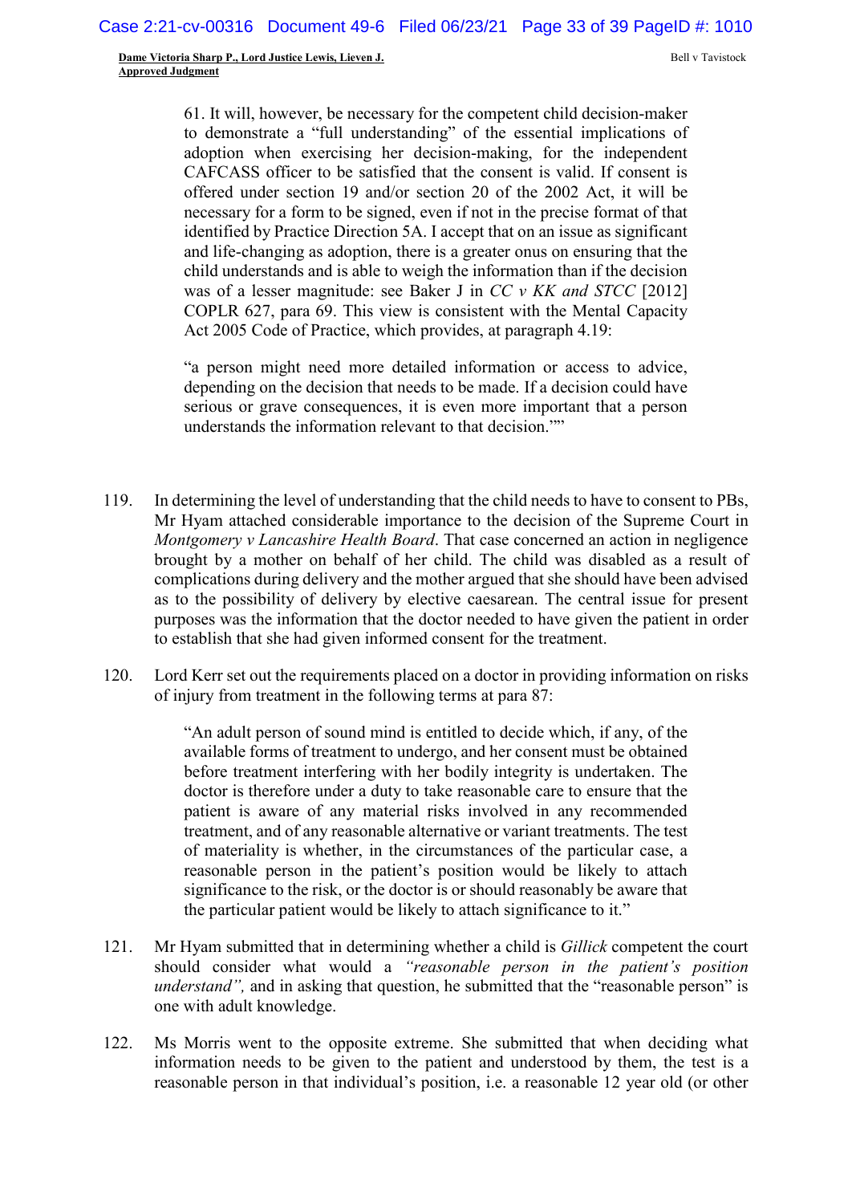> 61. It will, however, be necessary for the competent child decision-maker to demonstrate a "full understanding" of the essential implications of adoption when exercising her decision-making, for the independent CAFCASS officer to be satisfied that the consent is valid. If consent is offered under section 19 and/or section 20 of the 2002 Act, it will be necessary for a form to be signed, even if not in the precise format of that identified by Practice Direction 5A. I accept that on an issue as significant and life-changing as adoption, there is a greater onus on ensuring that the child understands and is able to weigh the information than if the decision was of a lesser magnitude: see Baker J in *CC v KK and STCC* [2012] COPLR 627, para 69. This view is consistent with the Mental Capacity Act 2005 Code of Practice, which provides, at paragraph 4.19:
>
> "a person might need more detailed information or access to advice, depending on the decision that needs to be made. If a decision could have serious or grave consequences, it is even more important that a person understands the information relevant to that decision.""

119. In determining the level of understanding that the child needs to have to consent to PBs, Mr Hyam attached considerable importance to the decision of the Supreme Court in *Montgomery v Lancashire Health Board*. That case concerned an action in negligence brought by a mother on behalf of her child. The child was disabled as a result of complications during delivery and the mother argued that she should have been advised as to the possibility of delivery by elective caesarean. The central issue for present purposes was the information that the doctor needed to have given the patient in order to establish that she had given informed consent for the treatment.

120. Lord Kerr set out the requirements placed on a doctor in providing information on risks of injury from treatment in the following terms at para 87:

> "An adult person of sound mind is entitled to decide which, if any, of the available forms of treatment to undergo, and her consent must be obtained before treatment interfering with her bodily integrity is undertaken. The doctor is therefore under a duty to take reasonable care to ensure that the patient is aware of any material risks involved in any recommended treatment, and of any reasonable alternative or variant treatments. The test of materiality is whether, in the circumstances of the particular case, a reasonable person in the patient's position would be likely to attach significance to the risk, or the doctor is or should reasonably be aware that the particular patient would be likely to attach significance to it."

121. Mr Hyam submitted that in determining whether a child is *Gillick* competent the court should consider what would a *"reasonable person in the patient's position understand",* and in asking that question, he submitted that the "reasonable person" is one with adult knowledge.

122. Ms Morris went to the opposite extreme. She submitted that when deciding what information needs to be given to the patient and understood by them, the test is a reasonable person in that individual's position, i.e. a reasonable 12 year old (or other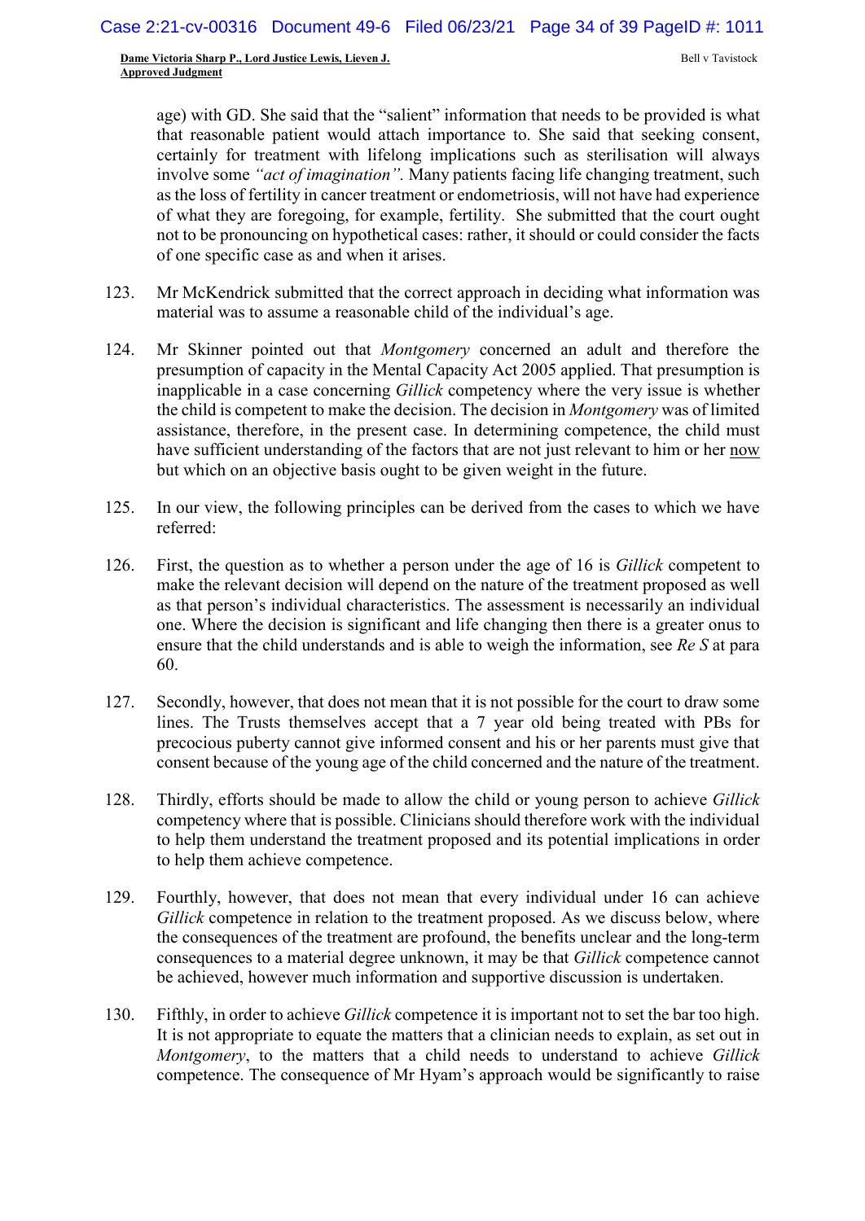age) with GD. She said that the "salient" information that needs to be provided is what that reasonable patient would attach importance to. She said that seeking consent, certainly for treatment with lifelong implications such as sterilisation will always involve some *"act of imagination"*. Many patients facing life changing treatment, such as the loss of fertility in cancer treatment or endometriosis, will not have had experience of what they are foregoing, for example, fertility. She submitted that the court ought not to be pronouncing on hypothetical cases: rather, it should or could consider the facts of one specific case as and when it arises.

123. Mr McKendrick submitted that the correct approach in deciding what information was material was to assume a reasonable child of the individual's age.

124. Mr Skinner pointed out that *Montgomery* concerned an adult and therefore the presumption of capacity in the Mental Capacity Act 2005 applied. That presumption is inapplicable in a case concerning *Gillick* competency where the very issue is whether the child is competent to make the decision. The decision in *Montgomery* was of limited assistance, therefore, in the present case. In determining competence, the child must have sufficient understanding of the factors that are not just relevant to him or her now but which on an objective basis ought to be given weight in the future.

125. In our view, the following principles can be derived from the cases to which we have referred:

126. First, the question as to whether a person under the age of 16 is *Gillick* competent to make the relevant decision will depend on the nature of the treatment proposed as well as that person's individual characteristics. The assessment is necessarily an individual one. Where the decision is significant and life changing then there is a greater onus to ensure that the child understands and is able to weigh the information, see *Re S* at para 60.

127. Secondly, however, that does not mean that it is not possible for the court to draw some lines. The Trusts themselves accept that a 7 year old being treated with PBs for precocious puberty cannot give informed consent and his or her parents must give that consent because of the young age of the child concerned and the nature of the treatment.

128. Thirdly, efforts should be made to allow the child or young person to achieve *Gillick* competency where that is possible. Clinicians should therefore work with the individual to help them understand the treatment proposed and its potential implications in order to help them achieve competence.

129. Fourthly, however, that does not mean that every individual under 16 can achieve *Gillick* competence in relation to the treatment proposed. As we discuss below, where the consequences of the treatment are profound, the benefits unclear and the long-term consequences to a material degree unknown, it may be that *Gillick* competence cannot be achieved, however much information and supportive discussion is undertaken.

130. Fifthly, in order to achieve *Gillick* competence it is important not to set the bar too high. It is not appropriate to equate the matters that a clinician needs to explain, as set out in *Montgomery*, to the matters that a child needs to understand to achieve *Gillick* competence. The consequence of Mr Hyam's approach would be significantly to raise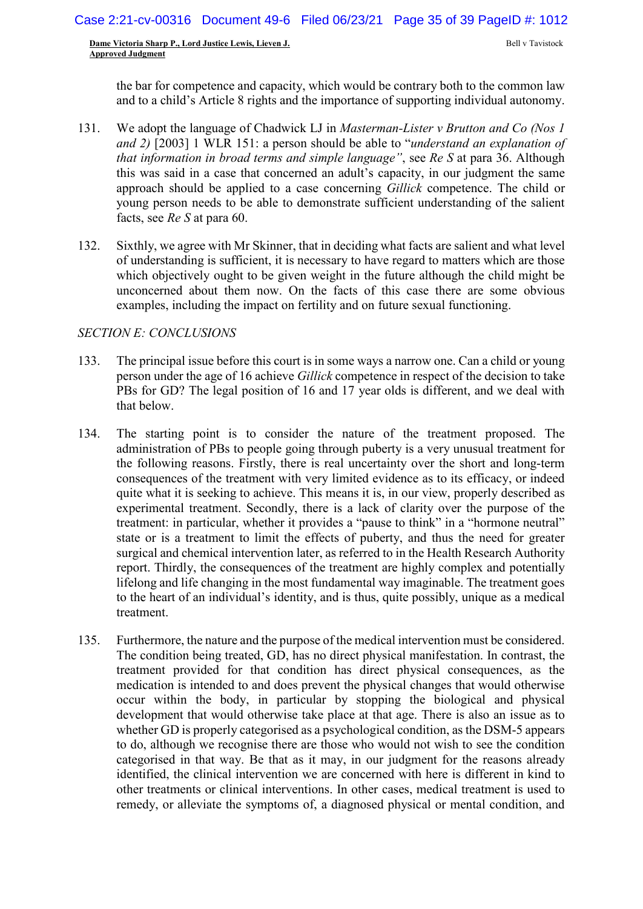the bar for competence and capacity, which would be contrary both to the common law and to a child's Article 8 rights and the importance of supporting individual autonomy.

131. We adopt the language of Chadwick LJ in *Masterman-Lister v Brutton and Co (Nos 1 and 2)* [2003] 1 WLR 151: a person should be able to "*understand an explanation of that information in broad terms and simple language"*, see *Re S* at para 36. Although this was said in a case that concerned an adult's capacity, in our judgment the same approach should be applied to a case concerning *Gillick* competence. The child or young person needs to be able to demonstrate sufficient understanding of the salient facts, see *Re S* at para 60.

132. Sixthly, we agree with Mr Skinner, that in deciding what facts are salient and what level of understanding is sufficient, it is necessary to have regard to matters which are those which objectively ought to be given weight in the future although the child might be unconcerned about them now. On the facts of this case there are some obvious examples, including the impact on fertility and on future sexual functioning.

*SECTION E: CONCLUSIONS*

133. The principal issue before this court is in some ways a narrow one. Can a child or young person under the age of 16 achieve *Gillick* competence in respect of the decision to take PBs for GD? The legal position of 16 and 17 year olds is different, and we deal with that below.

134. The starting point is to consider the nature of the treatment proposed. The administration of PBs to people going through puberty is a very unusual treatment for the following reasons. Firstly, there is real uncertainty over the short and long-term consequences of the treatment with very limited evidence as to its efficacy, or indeed quite what it is seeking to achieve. This means it is, in our view, properly described as experimental treatment. Secondly, there is a lack of clarity over the purpose of the treatment: in particular, whether it provides a "pause to think" in a "hormone neutral" state or is a treatment to limit the effects of puberty, and thus the need for greater surgical and chemical intervention later, as referred to in the Health Research Authority report. Thirdly, the consequences of the treatment are highly complex and potentially lifelong and life changing in the most fundamental way imaginable. The treatment goes to the heart of an individual's identity, and is thus, quite possibly, unique as a medical treatment.

135. Furthermore, the nature and the purpose of the medical intervention must be considered. The condition being treated, GD, has no direct physical manifestation. In contrast, the treatment provided for that condition has direct physical consequences, as the medication is intended to and does prevent the physical changes that would otherwise occur within the body, in particular by stopping the biological and physical development that would otherwise take place at that age. There is also an issue as to whether GD is properly categorised as a psychological condition, as the DSM-5 appears to do, although we recognise there are those who would not wish to see the condition categorised in that way. Be that as it may, in our judgment for the reasons already identified, the clinical intervention we are concerned with here is different in kind to other treatments or clinical interventions. In other cases, medical treatment is used to remedy, or alleviate the symptoms of, a diagnosed physical or mental condition, and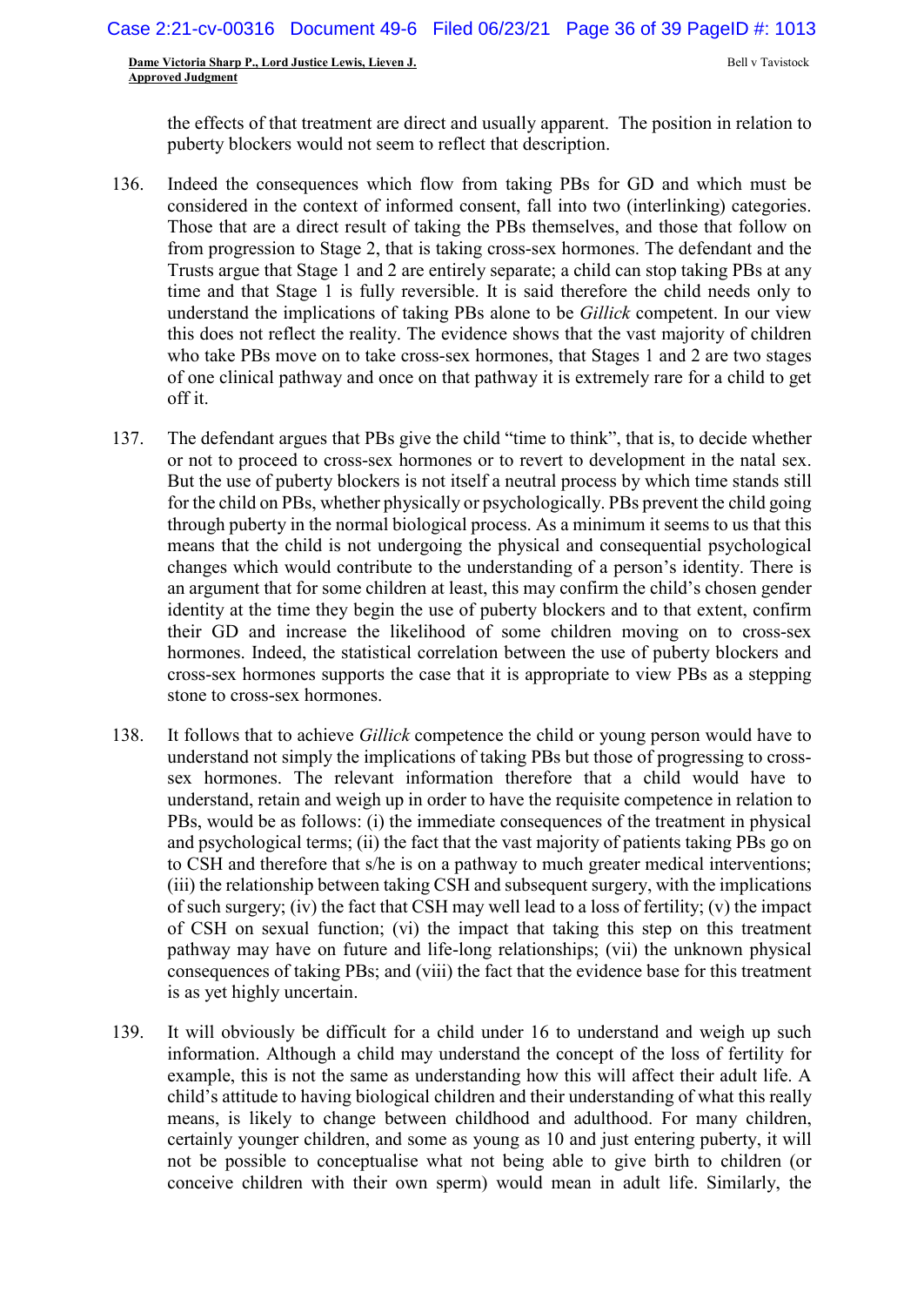the effects of that treatment are direct and usually apparent. The position in relation to puberty blockers would not seem to reflect that description.

136. Indeed the consequences which flow from taking PBs for GD and which must be considered in the context of informed consent, fall into two (interlinking) categories. Those that are a direct result of taking the PBs themselves, and those that follow on from progression to Stage 2, that is taking cross-sex hormones. The defendant and the Trusts argue that Stage 1 and 2 are entirely separate; a child can stop taking PBs at any time and that Stage 1 is fully reversible. It is said therefore the child needs only to understand the implications of taking PBs alone to be *Gillick* competent. In our view this does not reflect the reality. The evidence shows that the vast majority of children who take PBs move on to take cross-sex hormones, that Stages 1 and 2 are two stages of one clinical pathway and once on that pathway it is extremely rare for a child to get off it.

137. The defendant argues that PBs give the child "time to think", that is, to decide whether or not to proceed to cross-sex hormones or to revert to development in the natal sex. But the use of puberty blockers is not itself a neutral process by which time stands still for the child on PBs, whether physically or psychologically. PBs prevent the child going through puberty in the normal biological process. As a minimum it seems to us that this means that the child is not undergoing the physical and consequential psychological changes which would contribute to the understanding of a person's identity. There is an argument that for some children at least, this may confirm the child's chosen gender identity at the time they begin the use of puberty blockers and to that extent, confirm their GD and increase the likelihood of some children moving on to cross-sex hormones. Indeed, the statistical correlation between the use of puberty blockers and cross-sex hormones supports the case that it is appropriate to view PBs as a stepping stone to cross-sex hormones.

138. It follows that to achieve *Gillick* competence the child or young person would have to understand not simply the implications of taking PBs but those of progressing to cross-sex hormones. The relevant information therefore that a child would have to understand, retain and weigh up in order to have the requisite competence in relation to PBs, would be as follows: (i) the immediate consequences of the treatment in physical and psychological terms; (ii) the fact that the vast majority of patients taking PBs go on to CSH and therefore that s/he is on a pathway to much greater medical interventions; (iii) the relationship between taking CSH and subsequent surgery, with the implications of such surgery; (iv) the fact that CSH may well lead to a loss of fertility; (v) the impact of CSH on sexual function; (vi) the impact that taking this step on this treatment pathway may have on future and life-long relationships; (vii) the unknown physical consequences of taking PBs; and (viii) the fact that the evidence base for this treatment is as yet highly uncertain.

139. It will obviously be difficult for a child under 16 to understand and weigh up such information. Although a child may understand the concept of the loss of fertility for example, this is not the same as understanding how this will affect their adult life. A child's attitude to having biological children and their understanding of what this really means, is likely to change between childhood and adulthood. For many children, certainly younger children, and some as young as 10 and just entering puberty, it will not be possible to conceptualise what not being able to give birth to children (or conceive children with their own sperm) would mean in adult life. Similarly, the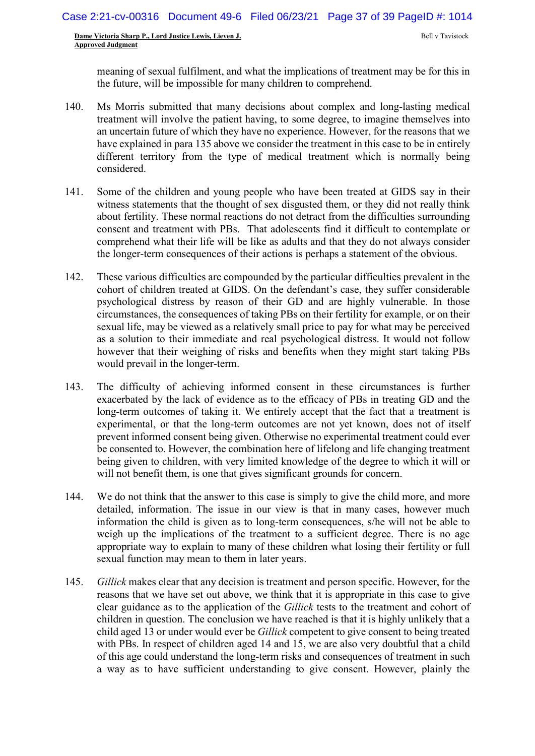meaning of sexual fulfilment, and what the implications of treatment may be for this in the future, will be impossible for many children to comprehend.

140. Ms Morris submitted that many decisions about complex and long-lasting medical treatment will involve the patient having, to some degree, to imagine themselves into an uncertain future of which they have no experience. However, for the reasons that we have explained in para 135 above we consider the treatment in this case to be in entirely different territory from the type of medical treatment which is normally being considered.

141. Some of the children and young people who have been treated at GIDS say in their witness statements that the thought of sex disgusted them, or they did not really think about fertility. These normal reactions do not detract from the difficulties surrounding consent and treatment with PBs. That adolescents find it difficult to contemplate or comprehend what their life will be like as adults and that they do not always consider the longer-term consequences of their actions is perhaps a statement of the obvious.

142. These various difficulties are compounded by the particular difficulties prevalent in the cohort of children treated at GIDS. On the defendant's case, they suffer considerable psychological distress by reason of their GD and are highly vulnerable. In those circumstances, the consequences of taking PBs on their fertility for example, or on their sexual life, may be viewed as a relatively small price to pay for what may be perceived as a solution to their immediate and real psychological distress. It would not follow however that their weighing of risks and benefits when they might start taking PBs would prevail in the longer-term.

143. The difficulty of achieving informed consent in these circumstances is further exacerbated by the lack of evidence as to the efficacy of PBs in treating GD and the long-term outcomes of taking it. We entirely accept that the fact that a treatment is experimental, or that the long-term outcomes are not yet known, does not of itself prevent informed consent being given. Otherwise no experimental treatment could ever be consented to. However, the combination here of lifelong and life changing treatment being given to children, with very limited knowledge of the degree to which it will or will not benefit them, is one that gives significant grounds for concern.

144. We do not think that the answer to this case is simply to give the child more, and more detailed, information. The issue in our view is that in many cases, however much information the child is given as to long-term consequences, s/he will not be able to weigh up the implications of the treatment to a sufficient degree. There is no age appropriate way to explain to many of these children what losing their fertility or full sexual function may mean to them in later years.

145. *Gillick* makes clear that any decision is treatment and person specific. However, for the reasons that we have set out above, we think that it is appropriate in this case to give clear guidance as to the application of the *Gillick* tests to the treatment and cohort of children in question. The conclusion we have reached is that it is highly unlikely that a child aged 13 or under would ever be *Gillick* competent to give consent to being treated with PBs. In respect of children aged 14 and 15, we are also very doubtful that a child of this age could understand the long-term risks and consequences of treatment in such a way as to have sufficient understanding to give consent. However, plainly the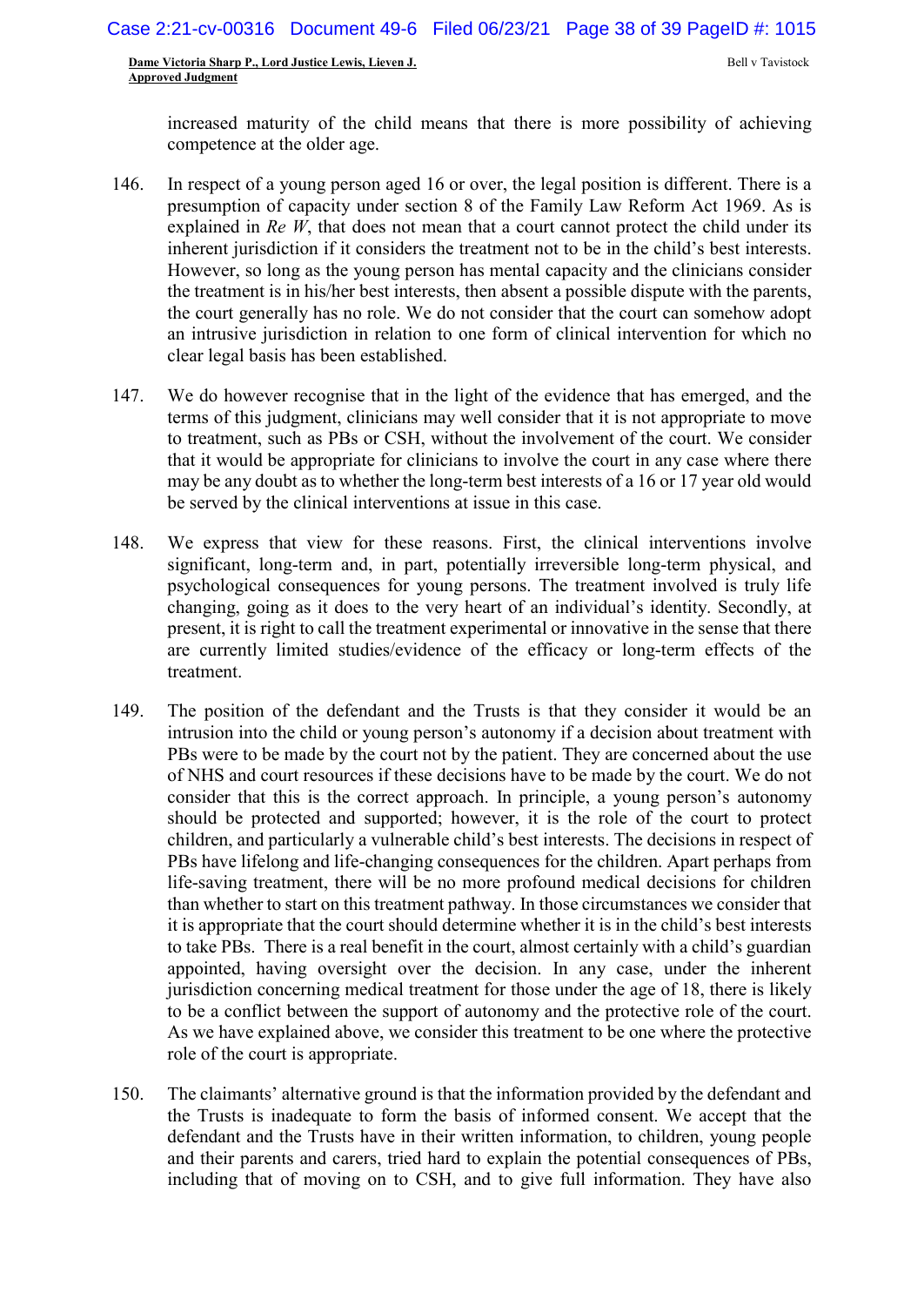increased maturity of the child means that there is more possibility of achieving competence at the older age.

146. In respect of a young person aged 16 or over, the legal position is different. There is a presumption of capacity under section 8 of the Family Law Reform Act 1969. As is explained in *Re W*, that does not mean that a court cannot protect the child under its inherent jurisdiction if it considers the treatment not to be in the child's best interests. However, so long as the young person has mental capacity and the clinicians consider the treatment is in his/her best interests, then absent a possible dispute with the parents, the court generally has no role. We do not consider that the court can somehow adopt an intrusive jurisdiction in relation to one form of clinical intervention for which no clear legal basis has been established.

147. We do however recognise that in the light of the evidence that has emerged, and the terms of this judgment, clinicians may well consider that it is not appropriate to move to treatment, such as PBs or CSH, without the involvement of the court. We consider that it would be appropriate for clinicians to involve the court in any case where there may be any doubt as to whether the long-term best interests of a 16 or 17 year old would be served by the clinical interventions at issue in this case.

148. We express that view for these reasons. First, the clinical interventions involve significant, long-term and, in part, potentially irreversible long-term physical, and psychological consequences for young persons. The treatment involved is truly life changing, going as it does to the very heart of an individual's identity. Secondly, at present, it is right to call the treatment experimental or innovative in the sense that there are currently limited studies/evidence of the efficacy or long-term effects of the treatment.

149. The position of the defendant and the Trusts is that they consider it would be an intrusion into the child or young person's autonomy if a decision about treatment with PBs were to be made by the court not by the patient. They are concerned about the use of NHS and court resources if these decisions have to be made by the court. We do not consider that this is the correct approach. In principle, a young person's autonomy should be protected and supported; however, it is the role of the court to protect children, and particularly a vulnerable child's best interests. The decisions in respect of PBs have lifelong and life-changing consequences for the children. Apart perhaps from life-saving treatment, there will be no more profound medical decisions for children than whether to start on this treatment pathway. In those circumstances we consider that it is appropriate that the court should determine whether it is in the child's best interests to take PBs. There is a real benefit in the court, almost certainly with a child's guardian appointed, having oversight over the decision. In any case, under the inherent jurisdiction concerning medical treatment for those under the age of 18, there is likely to be a conflict between the support of autonomy and the protective role of the court. As we have explained above, we consider this treatment to be one where the protective role of the court is appropriate.

150. The claimants' alternative ground is that the information provided by the defendant and the Trusts is inadequate to form the basis of informed consent. We accept that the defendant and the Trusts have in their written information, to children, young people and their parents and carers, tried hard to explain the potential consequences of PBs, including that of moving on to CSH, and to give full information. They have also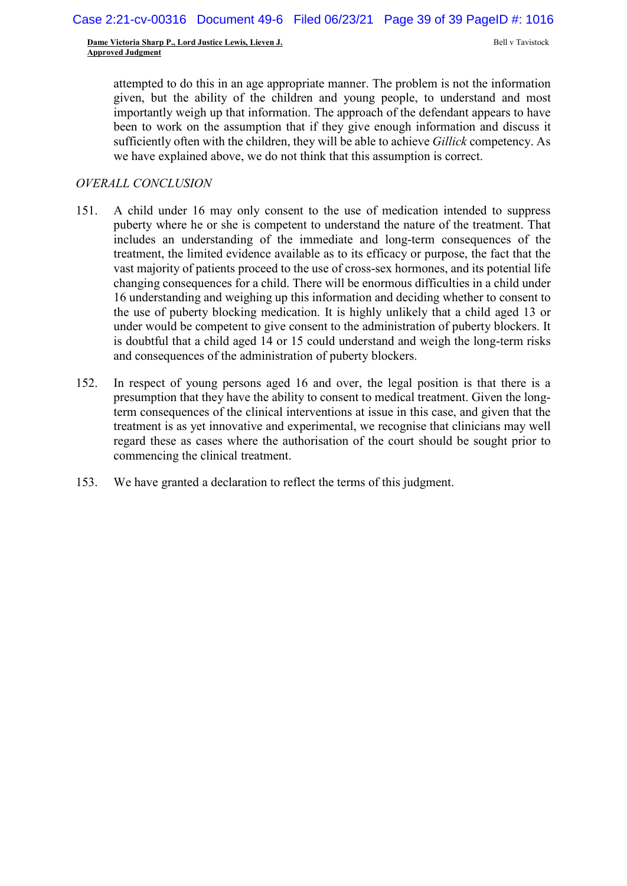attempted to do this in an age appropriate manner. The problem is not the information given, but the ability of the children and young people, to understand and most importantly weigh up that information. The approach of the defendant appears to have been to work on the assumption that if they give enough information and discuss it sufficiently often with the children, they will be able to achieve *Gillick* competency. As we have explained above, we do not think that this assumption is correct.

*OVERALL CONCLUSION*

151. A child under 16 may only consent to the use of medication intended to suppress puberty where he or she is competent to understand the nature of the treatment. That includes an understanding of the immediate and long-term consequences of the treatment, the limited evidence available as to its efficacy or purpose, the fact that the vast majority of patients proceed to the use of cross-sex hormones, and its potential life changing consequences for a child. There will be enormous difficulties in a child under 16 understanding and weighing up this information and deciding whether to consent to the use of puberty blocking medication. It is highly unlikely that a child aged 13 or under would be competent to give consent to the administration of puberty blockers. It is doubtful that a child aged 14 or 15 could understand and weigh the long-term risks and consequences of the administration of puberty blockers.

152. In respect of young persons aged 16 and over, the legal position is that there is a presumption that they have the ability to consent to medical treatment. Given the long-term consequences of the clinical interventions at issue in this case, and given that the treatment is as yet innovative and experimental, we recognise that clinicians may well regard these as cases where the authorisation of the court should be sought prior to commencing the clinical treatment.

153. We have granted a declaration to reflect the terms of this judgment.